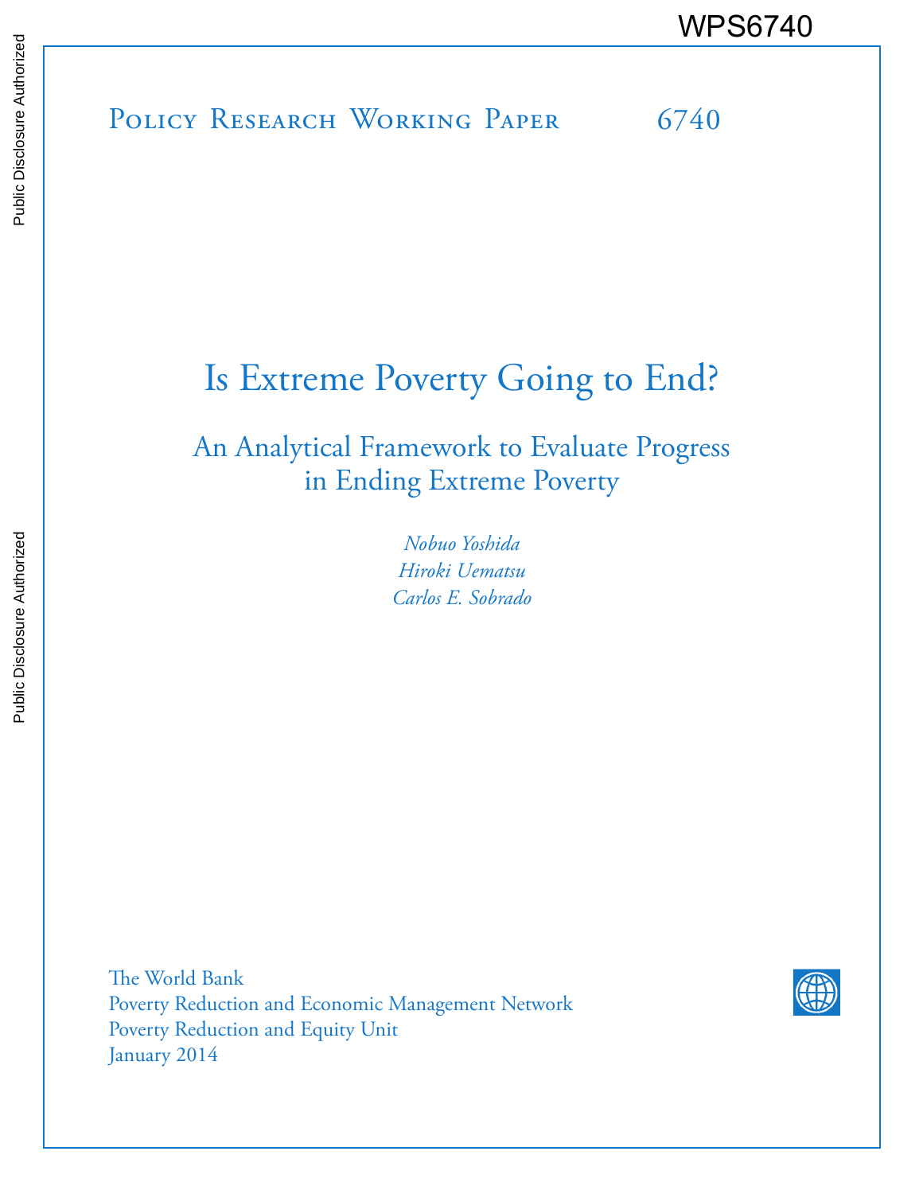WPS6740

Policy Research Working Paper 6740

# Is Extreme Poverty Going to End?

## An Analytical Framework to Evaluate Progress in Ending Extreme Poverty

*Nobuo Yoshida*
*Hiroki Uematsu*
*Carlos E. Sobrado*

The World Bank
Poverty Reduction and Economic Management Network
Poverty Reduction and Equity Unit
January 2014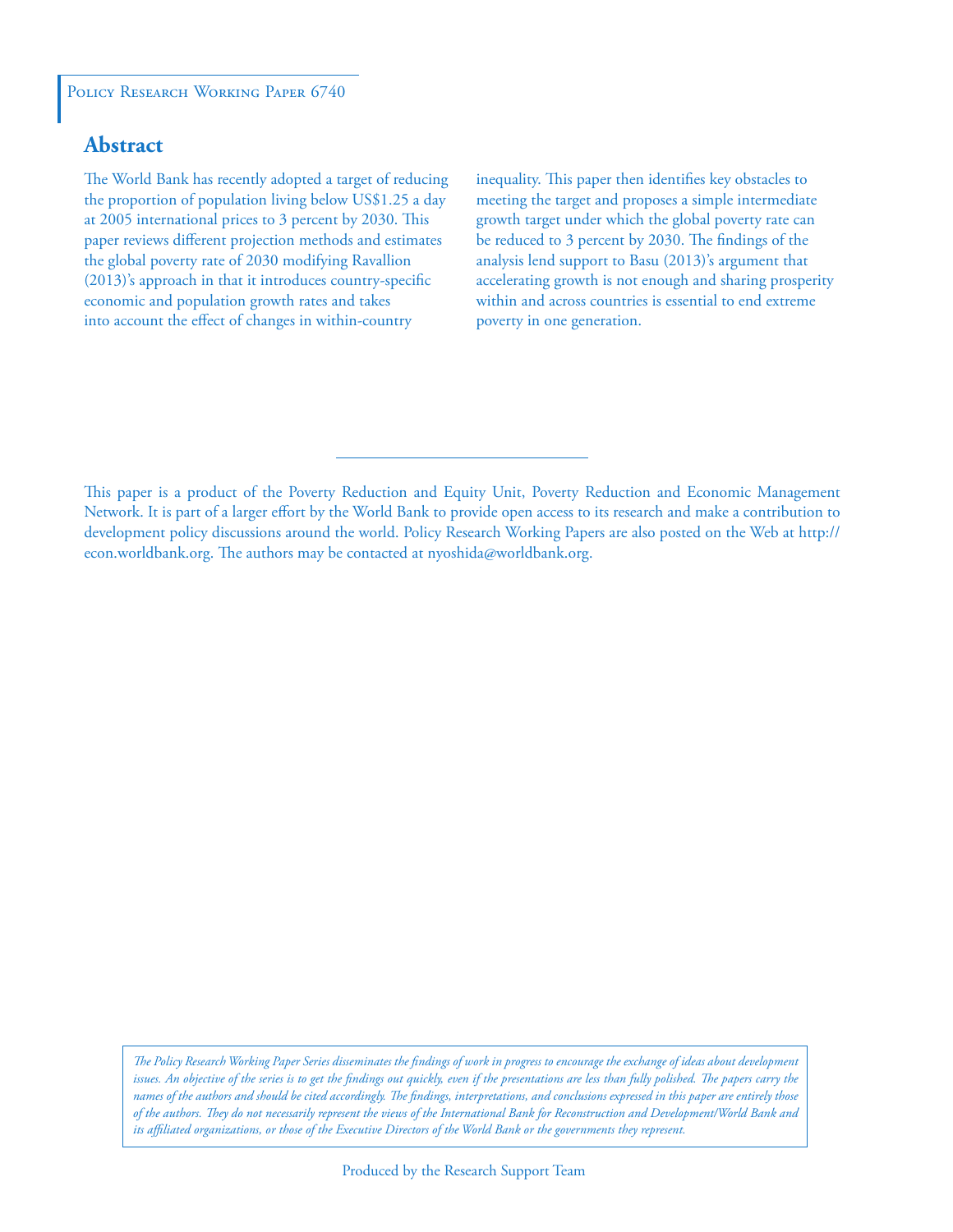Policy Research Working Paper 6740

## Abstract

The World Bank has recently adopted a target of reducing the proportion of population living below US$1.25 a day at 2005 international prices to 3 percent by 2030. This paper reviews different projection methods and estimates the global poverty rate of 2030 modifying Ravallion (2013)'s approach in that it introduces country-specific economic and population growth rates and takes into account the effect of changes in within-country inequality. This paper then identifies key obstacles to meeting the target and proposes a simple intermediate growth target under which the global poverty rate can be reduced to 3 percent by 2030. The findings of the analysis lend support to Basu (2013)'s argument that accelerating growth is not enough and sharing prosperity within and across countries is essential to end extreme poverty in one generation.

This paper is a product of the Poverty Reduction and Equity Unit, Poverty Reduction and Economic Management Network. It is part of a larger effort by the World Bank to provide open access to its research and make a contribution to development policy discussions around the world. Policy Research Working Papers are also posted on the Web at http://econ.worldbank.org. The authors may be contacted at nyoshida@worldbank.org.

*The Policy Research Working Paper Series disseminates the findings of work in progress to encourage the exchange of ideas about development issues. An objective of the series is to get the findings out quickly, even if the presentations are less than fully polished. The papers carry the names of the authors and should be cited accordingly. The findings, interpretations, and conclusions expressed in this paper are entirely those of the authors. They do not necessarily represent the views of the International Bank for Reconstruction and Development/World Bank and its affiliated organizations, or those of the Executive Directors of the World Bank or the governments they represent.*

Produced by the Research Support Team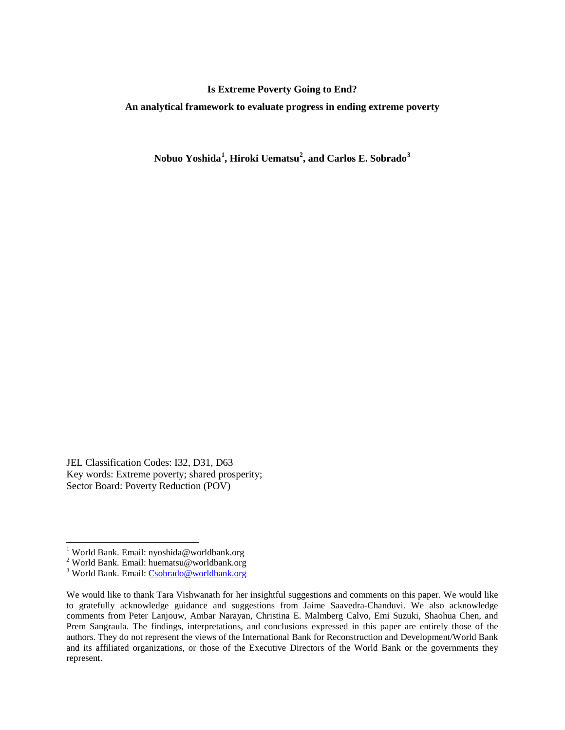**Is Extreme Poverty Going to End?**

**An analytical framework to evaluate progress in ending extreme poverty**

**Nobuo Yoshida[1], Hiroki Uematsu[2], and Carlos E. Sobrado[3]**

JEL Classification Codes: I32, D31, D63
Key words: Extreme poverty; shared prosperity;
Sector Board: Poverty Reduction (POV)

[1] World Bank. Email: nyoshida@worldbank.org
[2] World Bank. Email: huematsu@worldbank.org
[3] World Bank. Email: Csobrado@worldbank.org

We would like to thank Tara Vishwanath for her insightful suggestions and comments on this paper. We would like to gratefully acknowledge guidance and suggestions from Jaime Saavedra-Chanduvi. We also acknowledge comments from Peter Lanjouw, Ambar Narayan, Christina E. Malmberg Calvo, Emi Suzuki, Shaohua Chen, and Prem Sangraula. The findings, interpretations, and conclusions expressed in this paper are entirely those of the authors. They do not represent the views of the International Bank for Reconstruction and Development/World Bank and its affiliated organizations, or those of the Executive Directors of the World Bank or the governments they represent.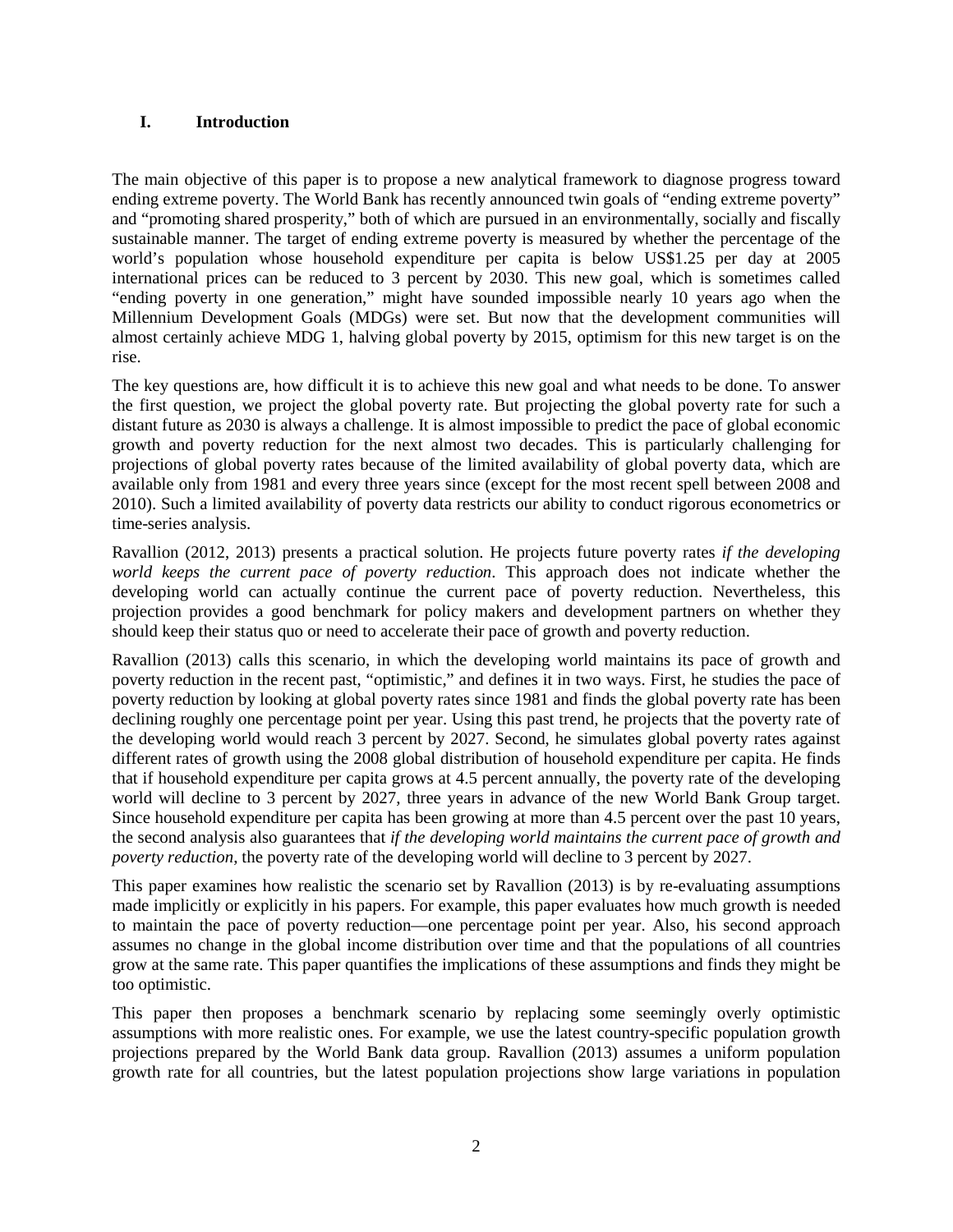# I. Introduction

The main objective of this paper is to propose a new analytical framework to diagnose progress toward ending extreme poverty. The World Bank has recently announced twin goals of "ending extreme poverty" and "promoting shared prosperity," both of which are pursued in an environmentally, socially and fiscally sustainable manner. The target of ending extreme poverty is measured by whether the percentage of the world's population whose household expenditure per capita is below US$1.25 per day at 2005 international prices can be reduced to 3 percent by 2030. This new goal, which is sometimes called "ending poverty in one generation," might have sounded impossible nearly 10 years ago when the Millennium Development Goals (MDGs) were set. But now that the development communities will almost certainly achieve MDG 1, halving global poverty by 2015, optimism for this new target is on the rise.

The key questions are, how difficult it is to achieve this new goal and what needs to be done. To answer the first question, we project the global poverty rate. But projecting the global poverty rate for such a distant future as 2030 is always a challenge. It is almost impossible to predict the pace of global economic growth and poverty reduction for the next almost two decades. This is particularly challenging for projections of global poverty rates because of the limited availability of global poverty data, which are available only from 1981 and every three years since (except for the most recent spell between 2008 and 2010). Such a limited availability of poverty data restricts our ability to conduct rigorous econometrics or time-series analysis.

Ravallion (2012, 2013) presents a practical solution. He projects future poverty rates *if the developing world keeps the current pace of poverty reduction*. This approach does not indicate whether the developing world can actually continue the current pace of poverty reduction. Nevertheless, this projection provides a good benchmark for policy makers and development partners on whether they should keep their status quo or need to accelerate their pace of growth and poverty reduction.

Ravallion (2013) calls this scenario, in which the developing world maintains its pace of growth and poverty reduction in the recent past, "optimistic," and defines it in two ways. First, he studies the pace of poverty reduction by looking at global poverty rates since 1981 and finds the global poverty rate has been declining roughly one percentage point per year. Using this past trend, he projects that the poverty rate of the developing world would reach 3 percent by 2027. Second, he simulates global poverty rates against different rates of growth using the 2008 global distribution of household expenditure per capita. He finds that if household expenditure per capita grows at 4.5 percent annually, the poverty rate of the developing world will decline to 3 percent by 2027, three years in advance of the new World Bank Group target. Since household expenditure per capita has been growing at more than 4.5 percent over the past 10 years, the second analysis also guarantees that *if the developing world maintains the current pace of growth and poverty reduction*, the poverty rate of the developing world will decline to 3 percent by 2027.

This paper examines how realistic the scenario set by Ravallion (2013) is by re-evaluating assumptions made implicitly or explicitly in his papers. For example, this paper evaluates how much growth is needed to maintain the pace of poverty reduction—one percentage point per year. Also, his second approach assumes no change in the global income distribution over time and that the populations of all countries grow at the same rate. This paper quantifies the implications of these assumptions and finds they might be too optimistic.

This paper then proposes a benchmark scenario by replacing some seemingly overly optimistic assumptions with more realistic ones. For example, we use the latest country-specific population growth projections prepared by the World Bank data group. Ravallion (2013) assumes a uniform population growth rate for all countries, but the latest population projections show large variations in population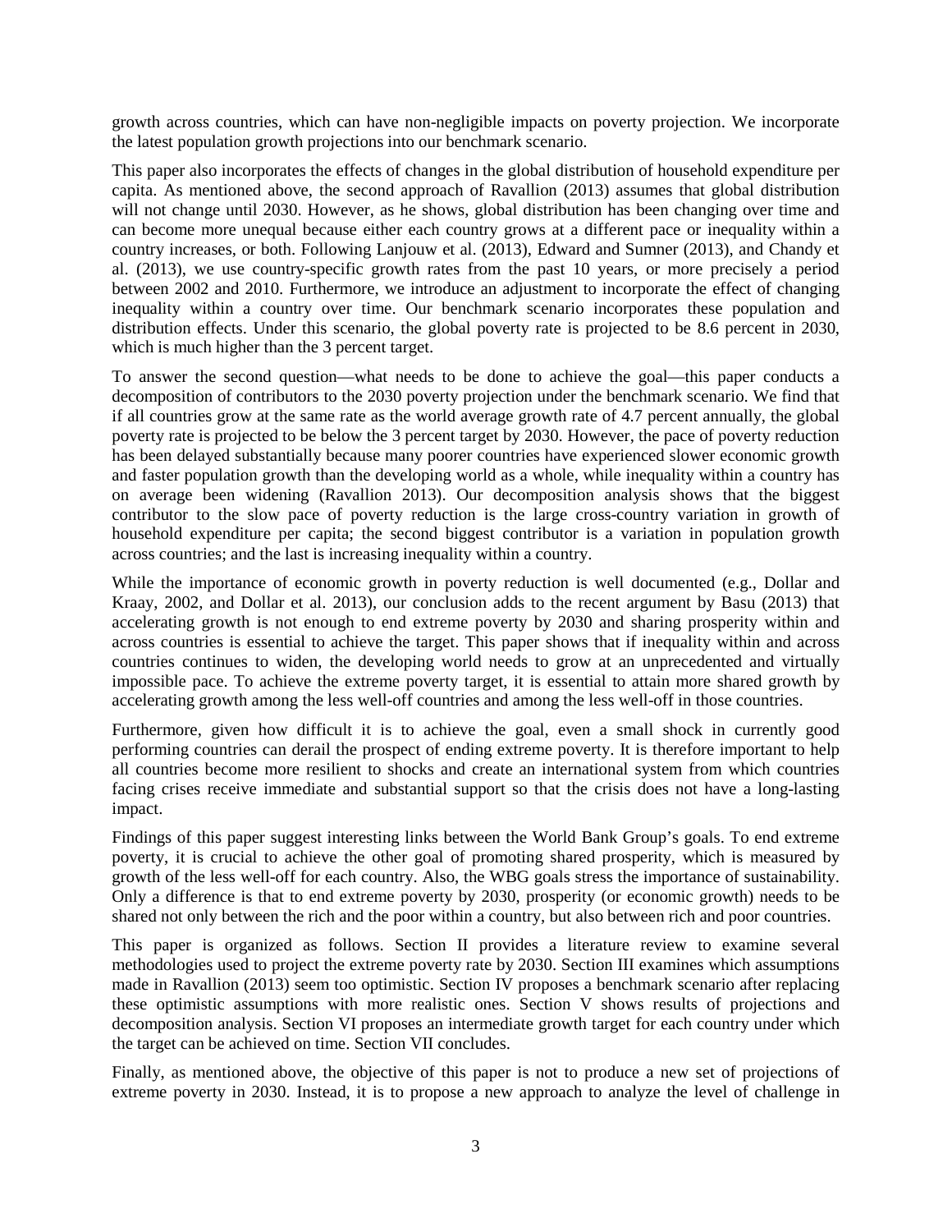growth across countries, which can have non-negligible impacts on poverty projection. We incorporate the latest population growth projections into our benchmark scenario.

This paper also incorporates the effects of changes in the global distribution of household expenditure per capita. As mentioned above, the second approach of Ravallion (2013) assumes that global distribution will not change until 2030. However, as he shows, global distribution has been changing over time and can become more unequal because either each country grows at a different pace or inequality within a country increases, or both. Following Lanjouw et al. (2013), Edward and Sumner (2013), and Chandy et al. (2013), we use country-specific growth rates from the past 10 years, or more precisely a period between 2002 and 2010. Furthermore, we introduce an adjustment to incorporate the effect of changing inequality within a country over time. Our benchmark scenario incorporates these population and distribution effects. Under this scenario, the global poverty rate is projected to be 8.6 percent in 2030, which is much higher than the 3 percent target.

To answer the second question—what needs to be done to achieve the goal—this paper conducts a decomposition of contributors to the 2030 poverty projection under the benchmark scenario. We find that if all countries grow at the same rate as the world average growth rate of 4.7 percent annually, the global poverty rate is projected to be below the 3 percent target by 2030. However, the pace of poverty reduction has been delayed substantially because many poorer countries have experienced slower economic growth and faster population growth than the developing world as a whole, while inequality within a country has on average been widening (Ravallion 2013). Our decomposition analysis shows that the biggest contributor to the slow pace of poverty reduction is the large cross-country variation in growth of household expenditure per capita; the second biggest contributor is a variation in population growth across countries; and the last is increasing inequality within a country.

While the importance of economic growth in poverty reduction is well documented (e.g., Dollar and Kraay, 2002, and Dollar et al. 2013), our conclusion adds to the recent argument by Basu (2013) that accelerating growth is not enough to end extreme poverty by 2030 and sharing prosperity within and across countries is essential to achieve the target. This paper shows that if inequality within and across countries continues to widen, the developing world needs to grow at an unprecedented and virtually impossible pace. To achieve the extreme poverty target, it is essential to attain more shared growth by accelerating growth among the less well-off countries and among the less well-off in those countries.

Furthermore, given how difficult it is to achieve the goal, even a small shock in currently good performing countries can derail the prospect of ending extreme poverty. It is therefore important to help all countries become more resilient to shocks and create an international system from which countries facing crises receive immediate and substantial support so that the crisis does not have a long-lasting impact.

Findings of this paper suggest interesting links between the World Bank Group's goals. To end extreme poverty, it is crucial to achieve the other goal of promoting shared prosperity, which is measured by growth of the less well-off for each country. Also, the WBG goals stress the importance of sustainability. Only a difference is that to end extreme poverty by 2030, prosperity (or economic growth) needs to be shared not only between the rich and the poor within a country, but also between rich and poor countries.

This paper is organized as follows. Section II provides a literature review to examine several methodologies used to project the extreme poverty rate by 2030. Section III examines which assumptions made in Ravallion (2013) seem too optimistic. Section IV proposes a benchmark scenario after replacing these optimistic assumptions with more realistic ones. Section V shows results of projections and decomposition analysis. Section VI proposes an intermediate growth target for each country under which the target can be achieved on time. Section VII concludes.

Finally, as mentioned above, the objective of this paper is not to produce a new set of projections of extreme poverty in 2030. Instead, it is to propose a new approach to analyze the level of challenge in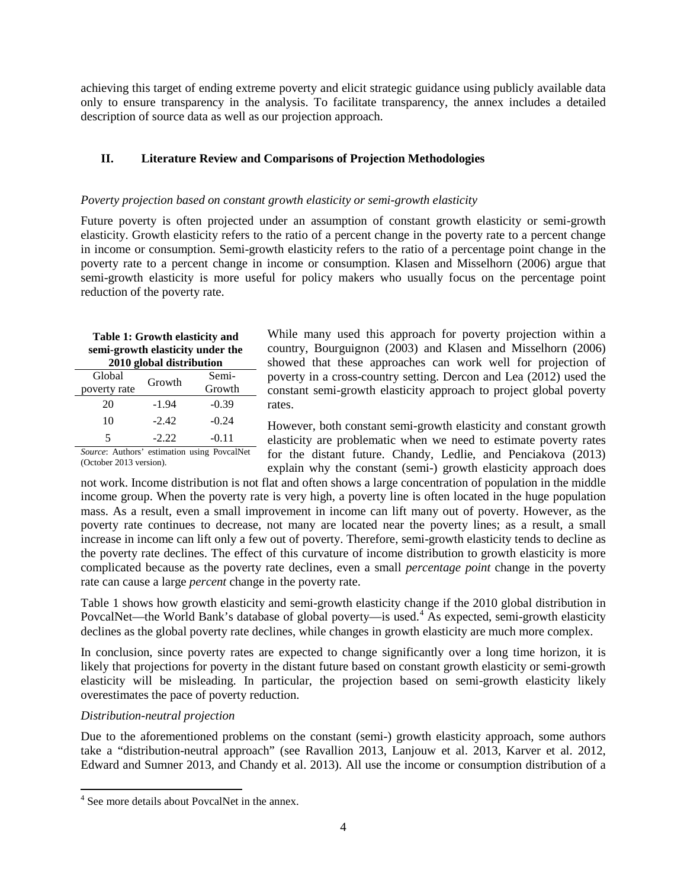achieving this target of ending extreme poverty and elicit strategic guidance using publicly available data only to ensure transparency in the analysis. To facilitate transparency, the annex includes a detailed description of source data as well as our projection approach.

## II. Literature Review and Comparisons of Projection Methodologies

*Poverty projection based on constant growth elasticity or semi-growth elasticity*

Future poverty is often projected under an assumption of constant growth elasticity or semi-growth elasticity. Growth elasticity refers to the ratio of a percent change in the poverty rate to a percent change in income or consumption. Semi-growth elasticity refers to the ratio of a percentage point change in the poverty rate to a percent change in income or consumption. Klasen and Misselhorn (2006) argue that semi-growth elasticity is more useful for policy makers who usually focus on the percentage point reduction of the poverty rate.

**Table 1: Growth elasticity and semi-growth elasticity under the 2010 global distribution**

| Global poverty rate | Growth | Semi-Growth |
|---|---|---|
| 20 | -1.94 | -0.39 |
| 10 | -2.42 | -0.24 |
| 5 | -2.22 | -0.11 |

*Source*: Authors' estimation using PovcalNet (October 2013 version).

While many used this approach for poverty projection within a country, Bourguignon (2003) and Klasen and Misselhorn (2006) showed that these approaches can work well for projection of poverty in a cross-country setting. Dercon and Lea (2012) used the constant semi-growth elasticity approach to project global poverty rates.

However, both constant semi-growth elasticity and constant growth elasticity are problematic when we need to estimate poverty rates for the distant future. Chandy, Ledlie, and Penciakova (2013) explain why the constant (semi-) growth elasticity approach does not work. Income distribution is not flat and often shows a large concentration of population in the middle income group. When the poverty rate is very high, a poverty line is often located in the huge population mass. As a result, even a small improvement in income can lift many out of poverty. However, as the poverty rate continues to decrease, not many are located near the poverty lines; as a result, a small increase in income can lift only a few out of poverty. Therefore, semi-growth elasticity tends to decline as the poverty rate declines. The effect of this curvature of income distribution to growth elasticity is more complicated because as the poverty rate declines, even a small *percentage point* change in the poverty rate can cause a large *percent* change in the poverty rate.

Table 1 shows how growth elasticity and semi-growth elasticity change if the 2010 global distribution in PovcalNet—the World Bank's database of global poverty—is used.[4] As expected, semi-growth elasticity declines as the global poverty rate declines, while changes in growth elasticity are much more complex.

In conclusion, since poverty rates are expected to change significantly over a long time horizon, it is likely that projections for poverty in the distant future based on constant growth elasticity or semi-growth elasticity will be misleading. In particular, the projection based on semi-growth elasticity likely overestimates the pace of poverty reduction.

*Distribution-neutral projection*

Due to the aforementioned problems on the constant (semi-) growth elasticity approach, some authors take a "distribution-neutral approach" (see Ravallion 2013, Lanjouw et al. 2013, Karver et al. 2012, Edward and Sumner 2013, and Chandy et al. 2013). All use the income or consumption distribution of a

[4] See more details about PovcalNet in the annex.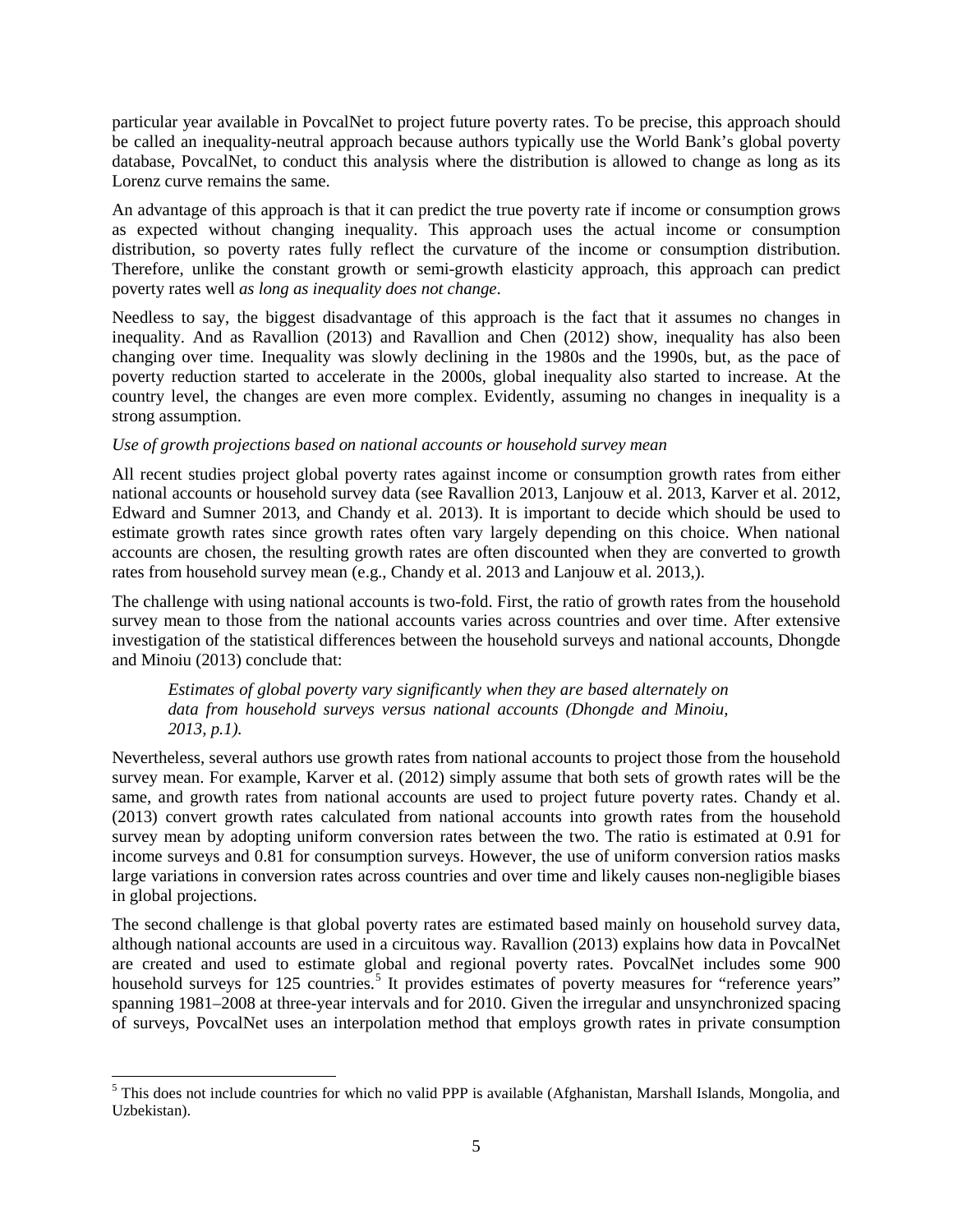particular year available in PovcalNet to project future poverty rates. To be precise, this approach should be called an inequality-neutral approach because authors typically use the World Bank's global poverty database, PovcalNet, to conduct this analysis where the distribution is allowed to change as long as its Lorenz curve remains the same.

An advantage of this approach is that it can predict the true poverty rate if income or consumption grows as expected without changing inequality. This approach uses the actual income or consumption distribution, so poverty rates fully reflect the curvature of the income or consumption distribution. Therefore, unlike the constant growth or semi-growth elasticity approach, this approach can predict poverty rates well *as long as inequality does not change*.

Needless to say, the biggest disadvantage of this approach is the fact that it assumes no changes in inequality. And as Ravallion (2013) and Ravallion and Chen (2012) show, inequality has also been changing over time. Inequality was slowly declining in the 1980s and the 1990s, but, as the pace of poverty reduction started to accelerate in the 2000s, global inequality also started to increase. At the country level, the changes are even more complex. Evidently, assuming no changes in inequality is a strong assumption.

*Use of growth projections based on national accounts or household survey mean*

All recent studies project global poverty rates against income or consumption growth rates from either national accounts or household survey data (see Ravallion 2013, Lanjouw et al. 2013, Karver et al. 2012, Edward and Sumner 2013, and Chandy et al. 2013). It is important to decide which should be used to estimate growth rates since growth rates often vary largely depending on this choice. When national accounts are chosen, the resulting growth rates are often discounted when they are converted to growth rates from household survey mean (e.g., Chandy et al. 2013 and Lanjouw et al. 2013,).

The challenge with using national accounts is two-fold. First, the ratio of growth rates from the household survey mean to those from the national accounts varies across countries and over time. After extensive investigation of the statistical differences between the household surveys and national accounts, Dhongde and Minoiu (2013) conclude that:

> *Estimates of global poverty vary significantly when they are based alternately on data from household surveys versus national accounts (Dhongde and Minoiu, 2013, p.1).*

Nevertheless, several authors use growth rates from national accounts to project those from the household survey mean. For example, Karver et al. (2012) simply assume that both sets of growth rates will be the same, and growth rates from national accounts are used to project future poverty rates. Chandy et al. (2013) convert growth rates calculated from national accounts into growth rates from the household survey mean by adopting uniform conversion rates between the two. The ratio is estimated at 0.91 for income surveys and 0.81 for consumption surveys. However, the use of uniform conversion ratios masks large variations in conversion rates across countries and over time and likely causes non-negligible biases in global projections.

The second challenge is that global poverty rates are estimated based mainly on household survey data, although national accounts are used in a circuitous way. Ravallion (2013) explains how data in PovcalNet are created and used to estimate global and regional poverty rates. PovcalNet includes some 900 household surveys for 125 countries.[5] It provides estimates of poverty measures for "reference years" spanning 1981–2008 at three-year intervals and for 2010. Given the irregular and unsynchronized spacing of surveys, PovcalNet uses an interpolation method that employs growth rates in private consumption

[5] This does not include countries for which no valid PPP is available (Afghanistan, Marshall Islands, Mongolia, and Uzbekistan).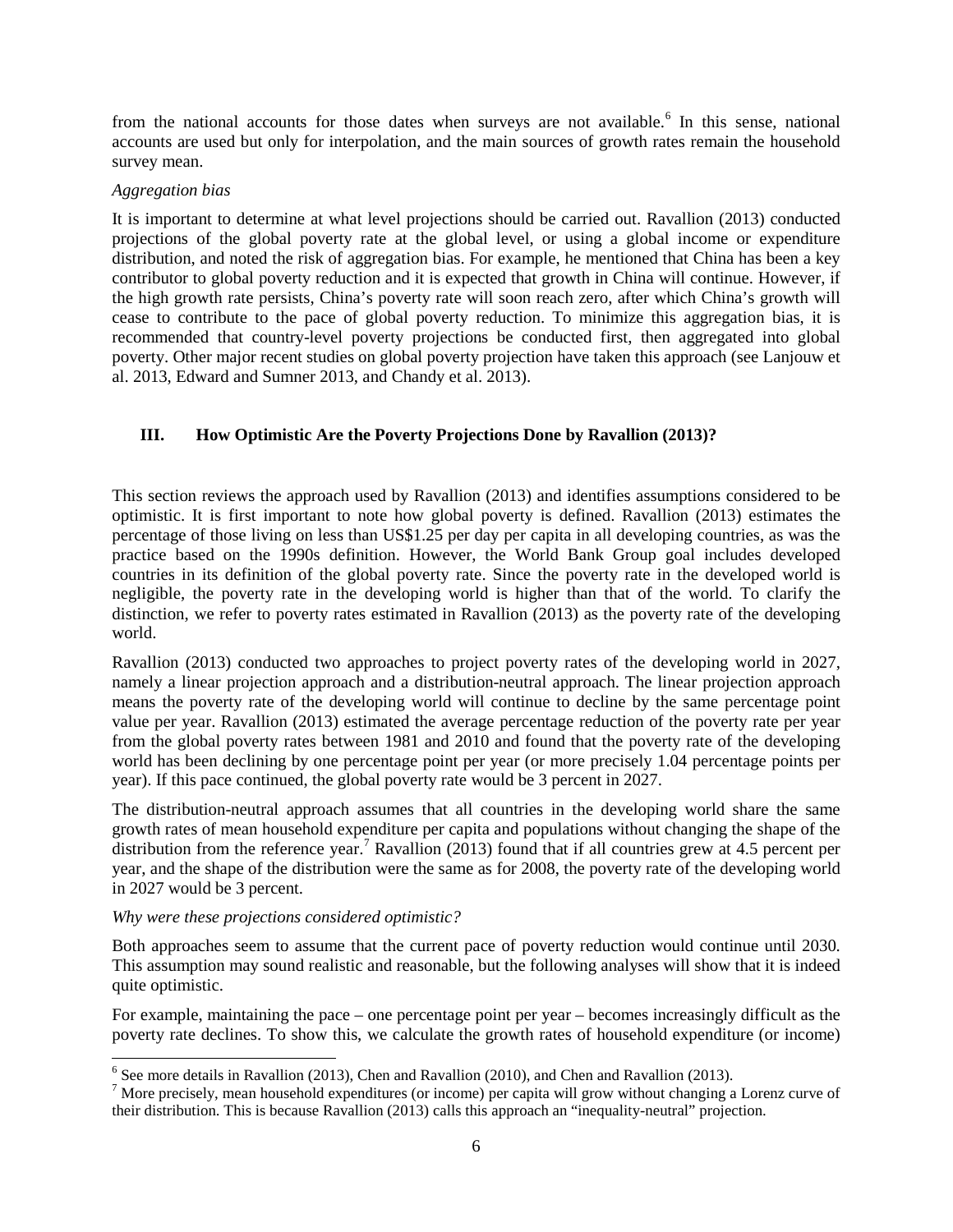from the national accounts for those dates when surveys are not available.[6] In this sense, national accounts are used but only for interpolation, and the main sources of growth rates remain the household survey mean.

*Aggregation bias*

It is important to determine at what level projections should be carried out. Ravallion (2013) conducted projections of the global poverty rate at the global level, or using a global income or expenditure distribution, and noted the risk of aggregation bias. For example, he mentioned that China has been a key contributor to global poverty reduction and it is expected that growth in China will continue. However, if the high growth rate persists, China's poverty rate will soon reach zero, after which China's growth will cease to contribute to the pace of global poverty reduction. To minimize this aggregation bias, it is recommended that country-level poverty projections be conducted first, then aggregated into global poverty. Other major recent studies on global poverty projection have taken this approach (see Lanjouw et al. 2013, Edward and Sumner 2013, and Chandy et al. 2013).

## III. How Optimistic Are the Poverty Projections Done by Ravallion (2013)?

This section reviews the approach used by Ravallion (2013) and identifies assumptions considered to be optimistic. It is first important to note how global poverty is defined. Ravallion (2013) estimates the percentage of those living on less than US$1.25 per day per capita in all developing countries, as was the practice based on the 1990s definition. However, the World Bank Group goal includes developed countries in its definition of the global poverty rate. Since the poverty rate in the developed world is negligible, the poverty rate in the developing world is higher than that of the world. To clarify the distinction, we refer to poverty rates estimated in Ravallion (2013) as the poverty rate of the developing world.

Ravallion (2013) conducted two approaches to project poverty rates of the developing world in 2027, namely a linear projection approach and a distribution-neutral approach. The linear projection approach means the poverty rate of the developing world will continue to decline by the same percentage point value per year. Ravallion (2013) estimated the average percentage reduction of the poverty rate per year from the global poverty rates between 1981 and 2010 and found that the poverty rate of the developing world has been declining by one percentage point per year (or more precisely 1.04 percentage points per year). If this pace continued, the global poverty rate would be 3 percent in 2027.

The distribution-neutral approach assumes that all countries in the developing world share the same growth rates of mean household expenditure per capita and populations without changing the shape of the distribution from the reference year.[7] Ravallion (2013) found that if all countries grew at 4.5 percent per year, and the shape of the distribution were the same as for 2008, the poverty rate of the developing world in 2027 would be 3 percent.

*Why were these projections considered optimistic?*

Both approaches seem to assume that the current pace of poverty reduction would continue until 2030. This assumption may sound realistic and reasonable, but the following analyses will show that it is indeed quite optimistic.

For example, maintaining the pace – one percentage point per year – becomes increasingly difficult as the poverty rate declines. To show this, we calculate the growth rates of household expenditure (or income)

---

[6] See more details in Ravallion (2013), Chen and Ravallion (2010), and Chen and Ravallion (2013).

[7] More precisely, mean household expenditures (or income) per capita will grow without changing a Lorenz curve of their distribution. This is because Ravallion (2013) calls this approach an "inequality-neutral" projection.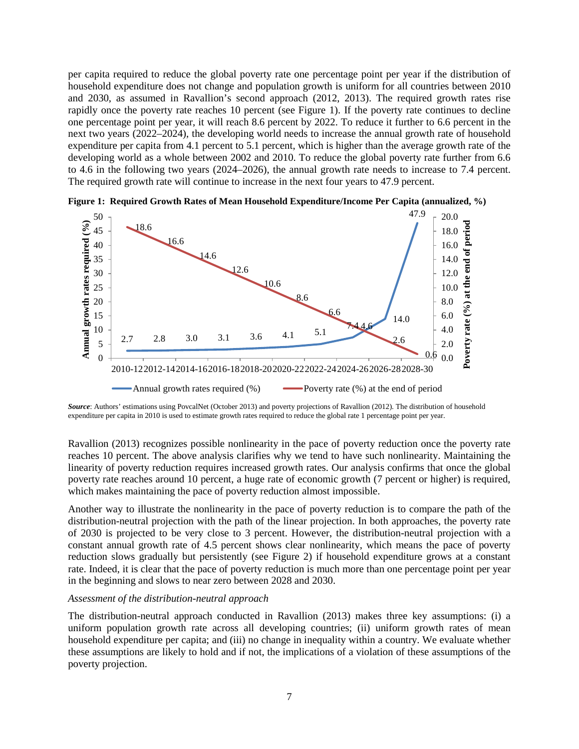per capita required to reduce the global poverty rate one percentage point per year if the distribution of household expenditure does not change and population growth is uniform for all countries between 2010 and 2030, as assumed in Ravallion's second approach (2012, 2013). The required growth rates rise rapidly once the poverty rate reaches 10 percent (see Figure 1). If the poverty rate continues to decline one percentage point per year, it will reach 8.6 percent by 2022. To reduce it further to 6.6 percent in the next two years (2022–2024), the developing world needs to increase the annual growth rate of household expenditure per capita from 4.1 percent to 5.1 percent, which is higher than the average growth rate of the developing world as a whole between 2002 and 2010. To reduce the global poverty rate further from 6.6 to 4.6 in the following two years (2024–2026), the annual growth rate needs to increase to 7.4 percent. The required growth rate will continue to increase in the next four years to 47.9 percent.

**Figure 1: Required Growth Rates of Mean Household Expenditure/Income Per Capita (annualized, %)**

| Period | Annual growth rates required (%) | Poverty rate (%) at the end of period |
|---|---|---|
| 2010-12 | 2.7 | 18.6 |
| 2012-14 | 2.8 | 16.6 |
| 2014-16 | 3.0 | 14.6 |
| 2016-18 | 3.1 | 12.6 |
| 2018-20 | 3.6 | 10.6 |
| 2020-22 | 4.1 | 8.6 |
| 2022-24 | 5.1 | 6.6 |
| 2024-26 | 7.4 | 4.6 |
| 2026-28 | 14.0 | 2.6 |
| 2028-30 | 47.9 | 0.6 |

***Source***: Authors' estimations using PovcalNet (October 2013) and poverty projections of Ravallion (2012). The distribution of household expenditure per capita in 2010 is used to estimate growth rates required to reduce the global rate 1 percentage point per year.

Ravallion (2013) recognizes possible nonlinearity in the pace of poverty reduction once the poverty rate reaches 10 percent. The above analysis clarifies why we tend to have such nonlinearity. Maintaining the linearity of poverty reduction requires increased growth rates. Our analysis confirms that once the global poverty rate reaches around 10 percent, a huge rate of economic growth (7 percent or higher) is required, which makes maintaining the pace of poverty reduction almost impossible.

Another way to illustrate the nonlinearity in the pace of poverty reduction is to compare the path of the distribution-neutral projection with the path of the linear projection. In both approaches, the poverty rate of 2030 is projected to be very close to 3 percent. However, the distribution-neutral projection with a constant annual growth rate of 4.5 percent shows clear nonlinearity, which means the pace of poverty reduction slows gradually but persistently (see Figure 2) if household expenditure grows at a constant rate. Indeed, it is clear that the pace of poverty reduction is much more than one percentage point per year in the beginning and slows to near zero between 2028 and 2030.

*Assessment of the distribution-neutral approach*

The distribution-neutral approach conducted in Ravallion (2013) makes three key assumptions: (i) a uniform population growth rate across all developing countries; (ii) uniform growth rates of mean household expenditure per capita; and (iii) no change in inequality within a country. We evaluate whether these assumptions are likely to hold and if not, the implications of a violation of these assumptions of the poverty projection.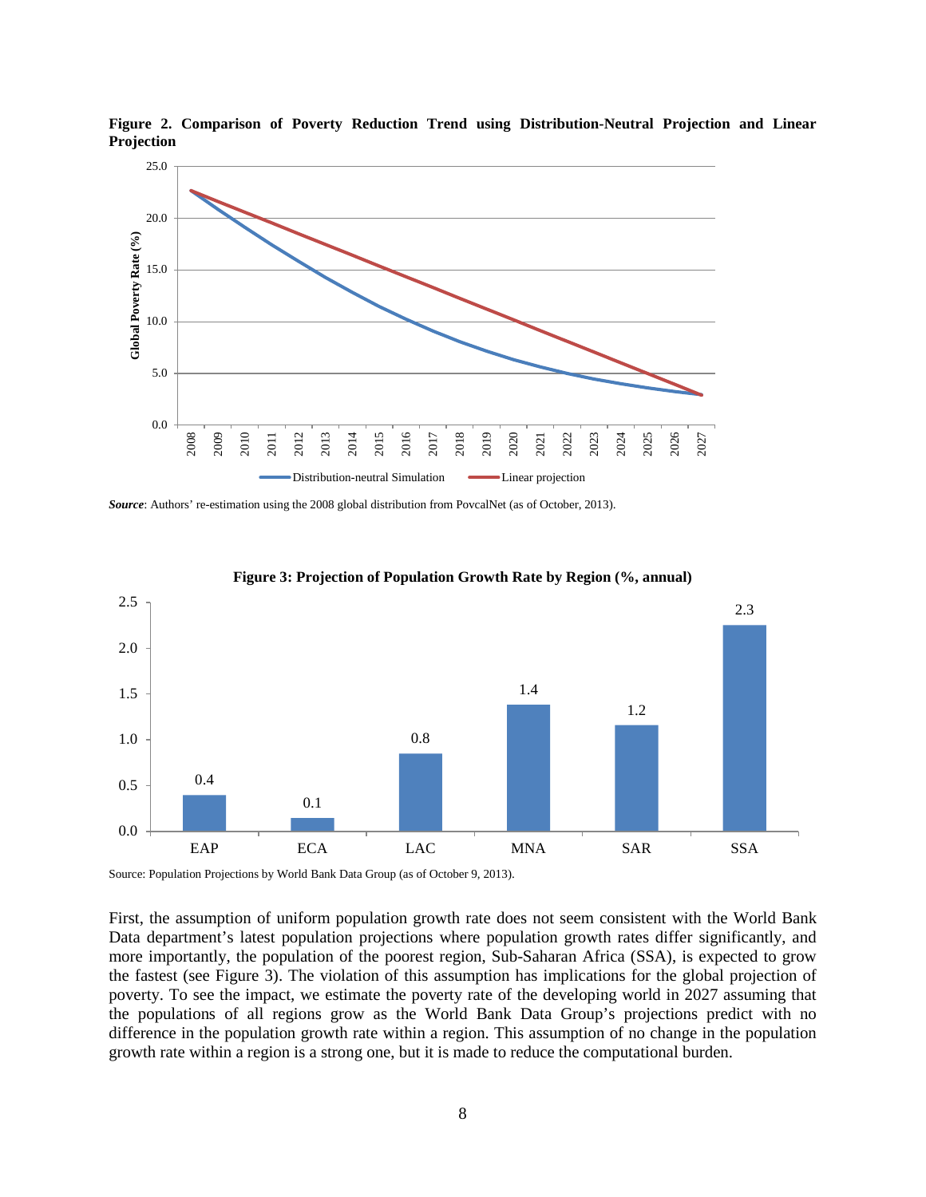**Figure 2. Comparison of Poverty Reduction Trend using Distribution-Neutral Projection and Linear Projection**

***Source***: Authors' re-estimation using the 2008 global distribution from PovcalNet (as of October, 2013).

**Figure 3: Projection of Population Growth Rate by Region (%, annual)**

Source: Population Projections by World Bank Data Group (as of October 9, 2013).

First, the assumption of uniform population growth rate does not seem consistent with the World Bank Data department's latest population projections where population growth rates differ significantly, and more importantly, the population of the poorest region, Sub-Saharan Africa (SSA), is expected to grow the fastest (see Figure 3). The violation of this assumption has implications for the global projection of poverty. To see the impact, we estimate the poverty rate of the developing world in 2027 assuming that the populations of all regions grow as the World Bank Data Group's projections predict with no difference in the population growth rate within a region. This assumption of no change in the population growth rate within a region is a strong one, but it is made to reduce the computational burden.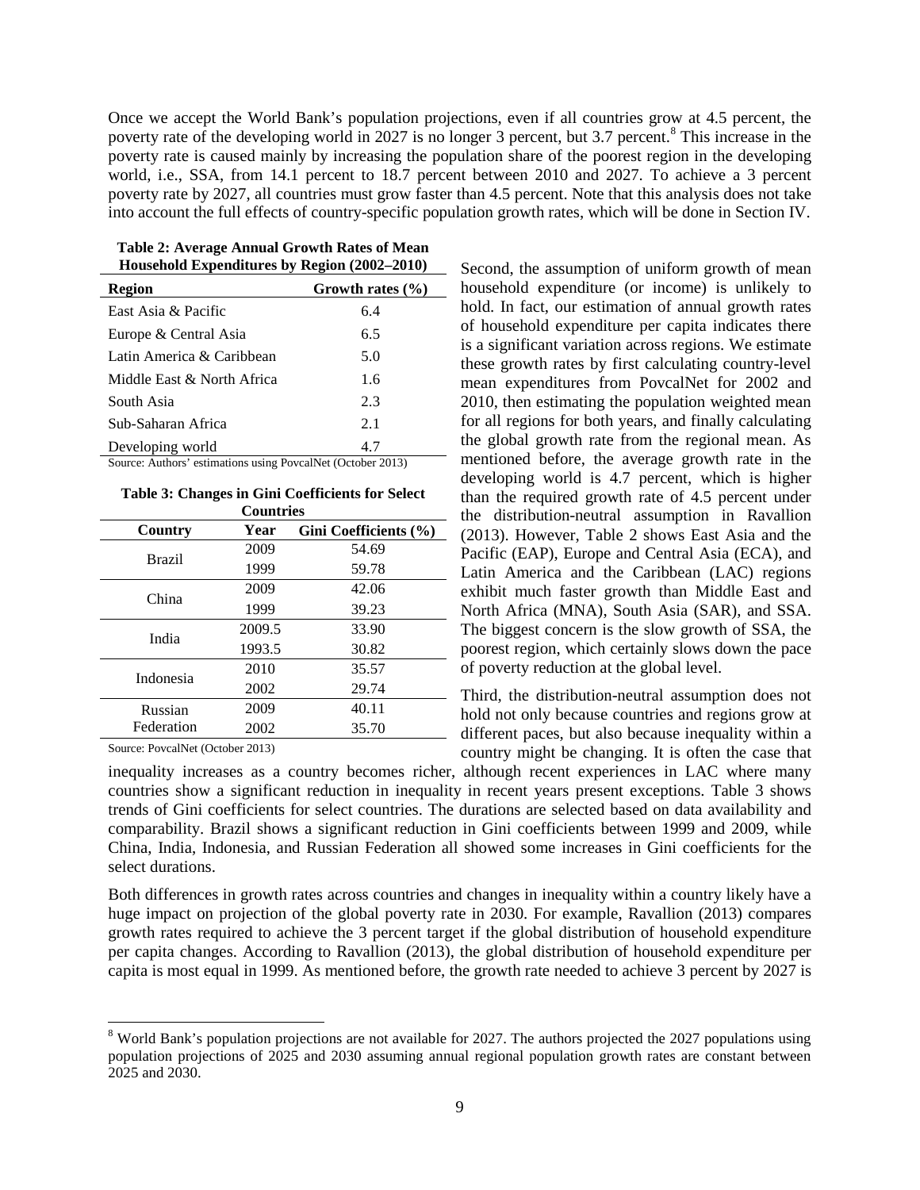Once we accept the World Bank's population projections, even if all countries grow at 4.5 percent, the poverty rate of the developing world in 2027 is no longer 3 percent, but 3.7 percent.[8] This increase in the poverty rate is caused mainly by increasing the population share of the poorest region in the developing world, i.e., SSA, from 14.1 percent to 18.7 percent between 2010 and 2027. To achieve a 3 percent poverty rate by 2027, all countries must grow faster than 4.5 percent. Note that this analysis does not take into account the full effects of country-specific population growth rates, which will be done in Section IV.

**Table 2: Average Annual Growth Rates of Mean Household Expenditures by Region (2002–2010)**

| Region | Growth rates (%) |
|---|---|
| East Asia & Pacific | 6.4 |
| Europe & Central Asia | 6.5 |
| Latin America & Caribbean | 5.0 |
| Middle East & North Africa | 1.6 |
| South Asia | 2.3 |
| Sub-Saharan Africa | 2.1 |
| Developing world | 4.7 |

Source: Authors' estimations using PovcalNet (October 2013)

**Table 3: Changes in Gini Coefficients for Select Countries**

| Country | Year | Gini Coefficients (%) |
|---|---|---|
| Brazil | 2009 | 54.69 |
| | 1999 | 59.78 |
| China | 2009 | 42.06 |
| | 1999 | 39.23 |
| India | 2009.5 | 33.90 |
| | 1993.5 | 30.82 |
| Indonesia | 2010 | 35.57 |
| | 2002 | 29.74 |
| Russian Federation | 2009 | 40.11 |
| | 2002 | 35.70 |

Source: PovcalNet (October 2013)

Second, the assumption of uniform growth of mean household expenditure (or income) is unlikely to hold. In fact, our estimation of annual growth rates of household expenditure per capita indicates there is a significant variation across regions. We estimate these growth rates by first calculating country-level mean expenditures from PovcalNet for 2002 and 2010, then estimating the population weighted mean for all regions for both years, and finally calculating the global growth rate from the regional mean. As mentioned before, the average growth rate in the developing world is 4.7 percent, which is higher than the required growth rate of 4.5 percent under the distribution-neutral assumption in Ravallion (2013). However, Table 2 shows East Asia and the Pacific (EAP), Europe and Central Asia (ECA), and Latin America and the Caribbean (LAC) regions exhibit much faster growth than Middle East and North Africa (MNA), South Asia (SAR), and SSA. The biggest concern is the slow growth of SSA, the poorest region, which certainly slows down the pace of poverty reduction at the global level.

Third, the distribution-neutral assumption does not hold not only because countries and regions grow at different paces, but also because inequality within a country might be changing. It is often the case that inequality increases as a country becomes richer, although recent experiences in LAC where many countries show a significant reduction in inequality in recent years present exceptions. Table 3 shows trends of Gini coefficients for select countries. The durations are selected based on data availability and comparability. Brazil shows a significant reduction in Gini coefficients between 1999 and 2009, while China, India, Indonesia, and Russian Federation all showed some increases in Gini coefficients for the select durations.

Both differences in growth rates across countries and changes in inequality within a country likely have a huge impact on projection of the global poverty rate in 2030. For example, Ravallion (2013) compares growth rates required to achieve the 3 percent target if the global distribution of household expenditure per capita changes. According to Ravallion (2013), the global distribution of household expenditure per capita is most equal in 1999. As mentioned before, the growth rate needed to achieve 3 percent by 2027 is

[8] World Bank's population projections are not available for 2027. The authors projected the 2027 populations using population projections of 2025 and 2030 assuming annual regional population growth rates are constant between 2025 and 2030.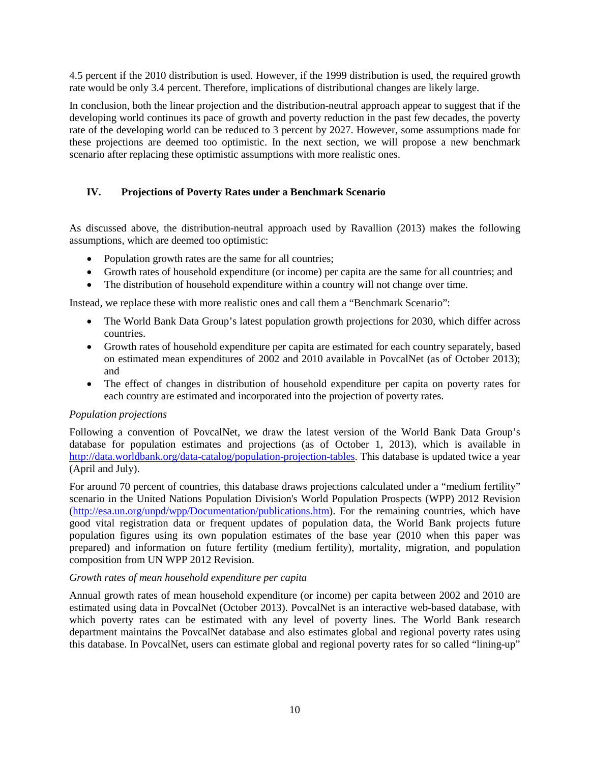4.5 percent if the 2010 distribution is used. However, if the 1999 distribution is used, the required growth rate would be only 3.4 percent. Therefore, implications of distributional changes are likely large.

In conclusion, both the linear projection and the distribution-neutral approach appear to suggest that if the developing world continues its pace of growth and poverty reduction in the past few decades, the poverty rate of the developing world can be reduced to 3 percent by 2027. However, some assumptions made for these projections are deemed too optimistic. In the next section, we will propose a new benchmark scenario after replacing these optimistic assumptions with more realistic ones.

## IV. Projections of Poverty Rates under a Benchmark Scenario

As discussed above, the distribution-neutral approach used by Ravallion (2013) makes the following assumptions, which are deemed too optimistic:

- Population growth rates are the same for all countries;
- Growth rates of household expenditure (or income) per capita are the same for all countries; and
- The distribution of household expenditure within a country will not change over time.

Instead, we replace these with more realistic ones and call them a "Benchmark Scenario":

- The World Bank Data Group's latest population growth projections for 2030, which differ across countries.
- Growth rates of household expenditure per capita are estimated for each country separately, based on estimated mean expenditures of 2002 and 2010 available in PovcalNet (as of October 2013); and
- The effect of changes in distribution of household expenditure per capita on poverty rates for each country are estimated and incorporated into the projection of poverty rates.

*Population projections*

Following a convention of PovcalNet, we draw the latest version of the World Bank Data Group's database for population estimates and projections (as of October 1, 2013), which is available in http://data.worldbank.org/data-catalog/population-projection-tables. This database is updated twice a year (April and July).

For around 70 percent of countries, this database draws projections calculated under a "medium fertility" scenario in the United Nations Population Division's World Population Prospects (WPP) 2012 Revision (http://esa.un.org/unpd/wpp/Documentation/publications.htm). For the remaining countries, which have good vital registration data or frequent updates of population data, the World Bank projects future population figures using its own population estimates of the base year (2010 when this paper was prepared) and information on future fertility (medium fertility), mortality, migration, and population composition from UN WPP 2012 Revision.

*Growth rates of mean household expenditure per capita*

Annual growth rates of mean household expenditure (or income) per capita between 2002 and 2010 are estimated using data in PovcalNet (October 2013). PovcalNet is an interactive web-based database, with which poverty rates can be estimated with any level of poverty lines. The World Bank research department maintains the PovcalNet database and also estimates global and regional poverty rates using this database. In PovcalNet, users can estimate global and regional poverty rates for so called "lining-up"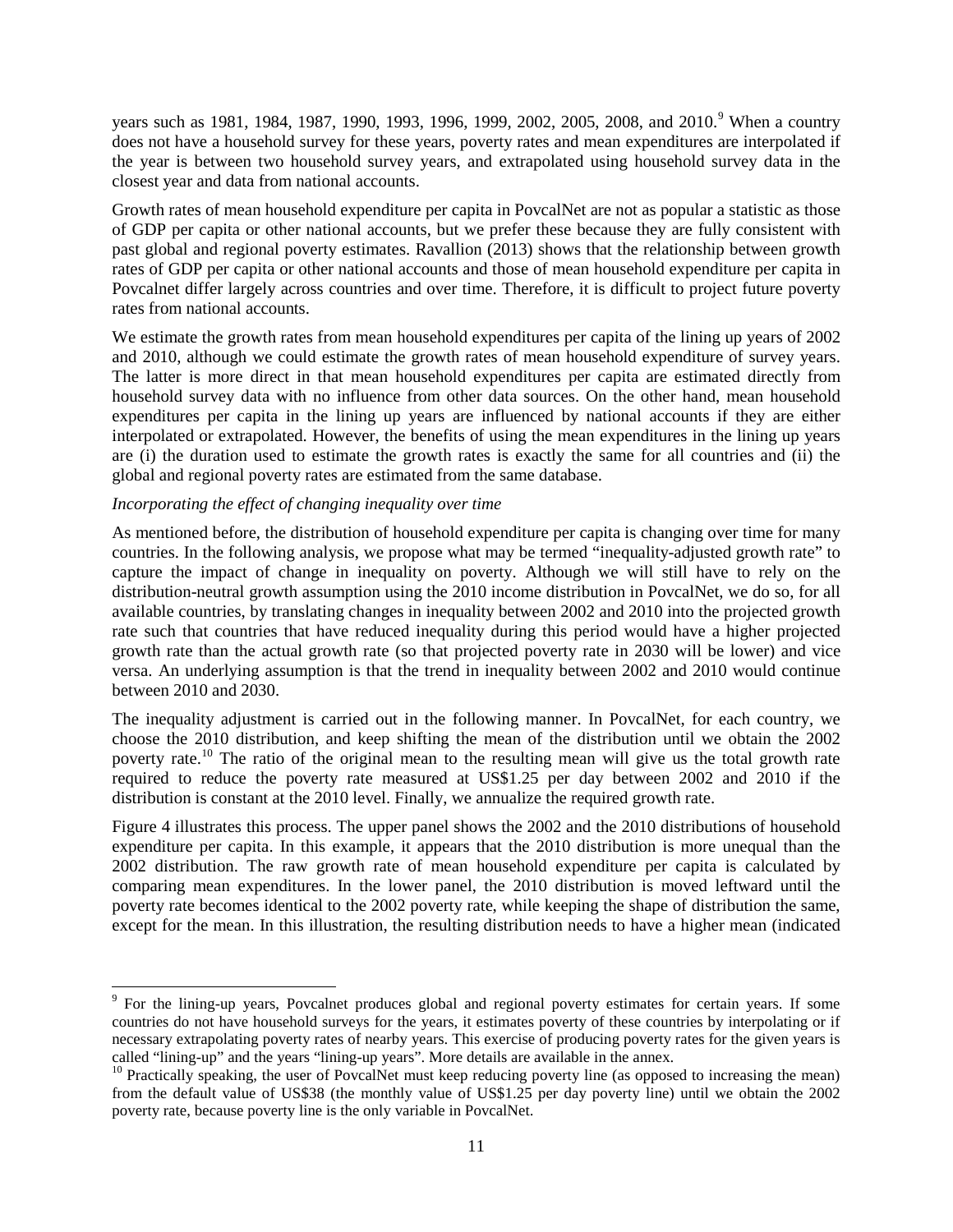years such as 1981, 1984, 1987, 1990, 1993, 1996, 1999, 2002, 2005, 2008, and 2010.[9] When a country does not have a household survey for these years, poverty rates and mean expenditures are interpolated if the year is between two household survey years, and extrapolated using household survey data in the closest year and data from national accounts.

Growth rates of mean household expenditure per capita in PovcalNet are not as popular a statistic as those of GDP per capita or other national accounts, but we prefer these because they are fully consistent with past global and regional poverty estimates. Ravallion (2013) shows that the relationship between growth rates of GDP per capita or other national accounts and those of mean household expenditure per capita in Povcalnet differ largely across countries and over time. Therefore, it is difficult to project future poverty rates from national accounts.

We estimate the growth rates from mean household expenditures per capita of the lining up years of 2002 and 2010, although we could estimate the growth rates of mean household expenditure of survey years. The latter is more direct in that mean household expenditures per capita are estimated directly from household survey data with no influence from other data sources. On the other hand, mean household expenditures per capita in the lining up years are influenced by national accounts if they are either interpolated or extrapolated. However, the benefits of using the mean expenditures in the lining up years are (i) the duration used to estimate the growth rates is exactly the same for all countries and (ii) the global and regional poverty rates are estimated from the same database.

*Incorporating the effect of changing inequality over time*

As mentioned before, the distribution of household expenditure per capita is changing over time for many countries. In the following analysis, we propose what may be termed "inequality-adjusted growth rate" to capture the impact of change in inequality on poverty. Although we will still have to rely on the distribution-neutral growth assumption using the 2010 income distribution in PovcalNet, we do so, for all available countries, by translating changes in inequality between 2002 and 2010 into the projected growth rate such that countries that have reduced inequality during this period would have a higher projected growth rate than the actual growth rate (so that projected poverty rate in 2030 will be lower) and vice versa. An underlying assumption is that the trend in inequality between 2002 and 2010 would continue between 2010 and 2030.

The inequality adjustment is carried out in the following manner. In PovcalNet, for each country, we choose the 2010 distribution, and keep shifting the mean of the distribution until we obtain the 2002 poverty rate.[10] The ratio of the original mean to the resulting mean will give us the total growth rate required to reduce the poverty rate measured at US$1.25 per day between 2002 and 2010 if the distribution is constant at the 2010 level. Finally, we annualize the required growth rate.

Figure 4 illustrates this process. The upper panel shows the 2002 and the 2010 distributions of household expenditure per capita. In this example, it appears that the 2010 distribution is more unequal than the 2002 distribution. The raw growth rate of mean household expenditure per capita is calculated by comparing mean expenditures. In the lower panel, the 2010 distribution is moved leftward until the poverty rate becomes identical to the 2002 poverty rate, while keeping the shape of distribution the same, except for the mean. In this illustration, the resulting distribution needs to have a higher mean (indicated

---

[9] For the lining-up years, Povcalnet produces global and regional poverty estimates for certain years. If some countries do not have household surveys for the years, it estimates poverty of these countries by interpolating or if necessary extrapolating poverty rates of nearby years. This exercise of producing poverty rates for the given years is called "lining-up" and the years "lining-up years". More details are available in the annex.

[10] Practically speaking, the user of PovcalNet must keep reducing poverty line (as opposed to increasing the mean) from the default value of US$38 (the monthly value of US$1.25 per day poverty line) until we obtain the 2002 poverty rate, because poverty line is the only variable in PovcalNet.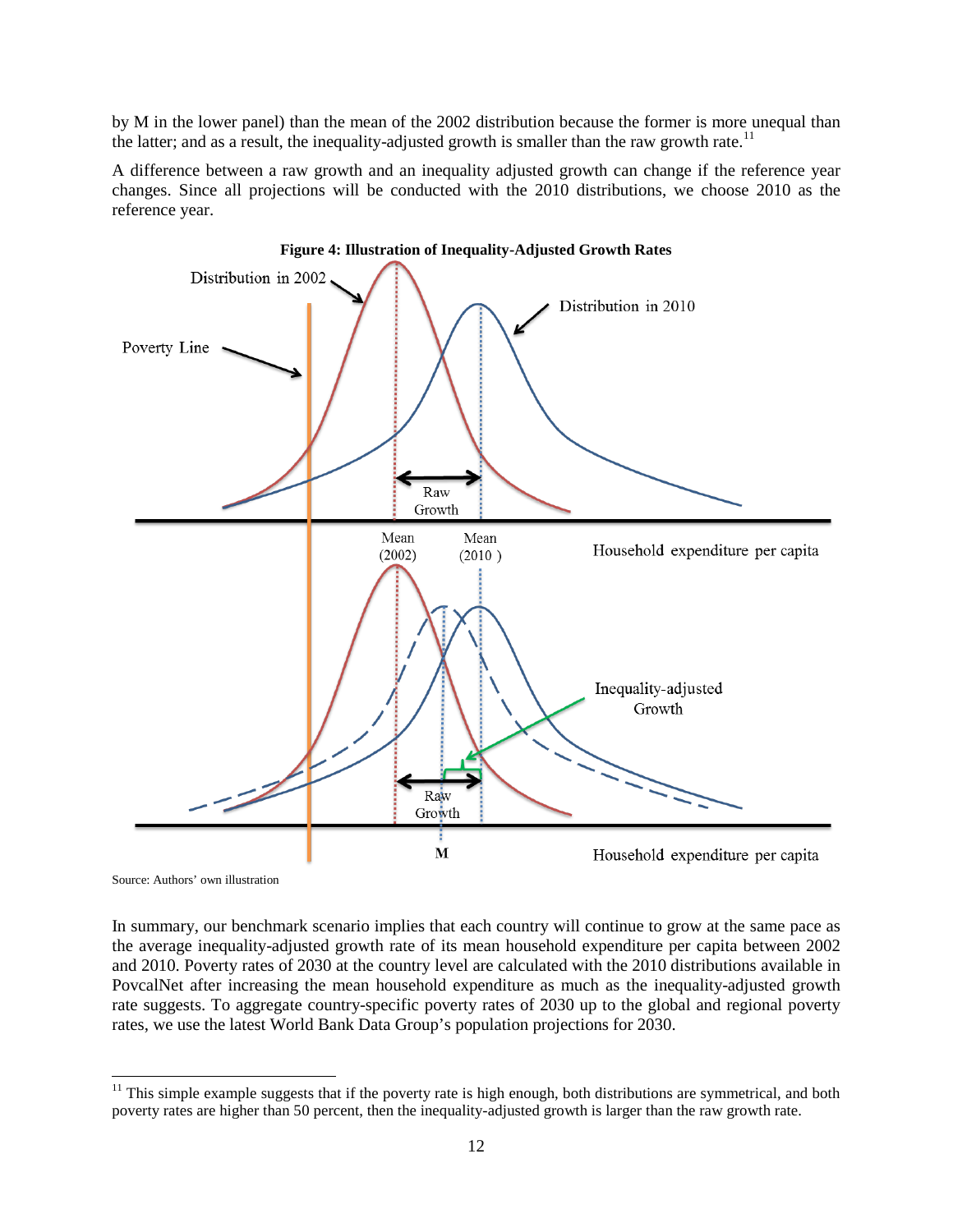by M in the lower panel) than the mean of the 2002 distribution because the former is more unequal than the latter; and as a result, the inequality-adjusted growth is smaller than the raw growth rate.[11]

A difference between a raw growth and an inequality adjusted growth can change if the reference year changes. Since all projections will be conducted with the 2010 distributions, we choose 2010 as the reference year.

**Figure 4: Illustration of Inequality-Adjusted Growth Rates**

Source: Authors' own illustration

In summary, our benchmark scenario implies that each country will continue to grow at the same pace as the average inequality-adjusted growth rate of its mean household expenditure per capita between 2002 and 2010. Poverty rates of 2030 at the country level are calculated with the 2010 distributions available in PovcalNet after increasing the mean household expenditure as much as the inequality-adjusted growth rate suggests. To aggregate country-specific poverty rates of 2030 up to the global and regional poverty rates, we use the latest World Bank Data Group's population projections for 2030.

---

[11] This simple example suggests that if the poverty rate is high enough, both distributions are symmetrical, and both poverty rates are higher than 50 percent, then the inequality-adjusted growth is larger than the raw growth rate.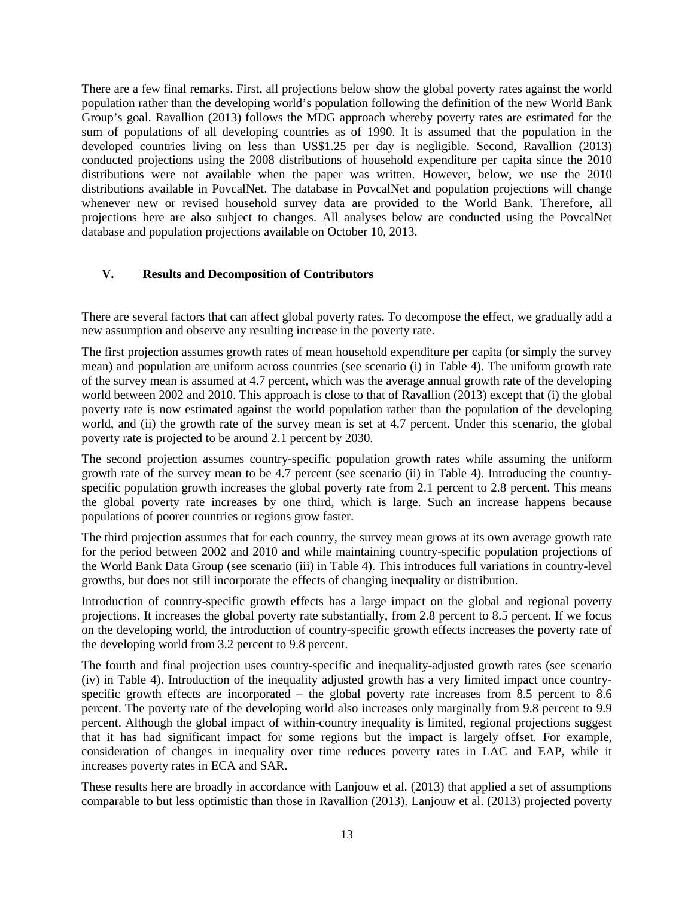There are a few final remarks. First, all projections below show the global poverty rates against the world population rather than the developing world's population following the definition of the new World Bank Group's goal. Ravallion (2013) follows the MDG approach whereby poverty rates are estimated for the sum of populations of all developing countries as of 1990. It is assumed that the population in the developed countries living on less than US$1.25 per day is negligible. Second, Ravallion (2013) conducted projections using the 2008 distributions of household expenditure per capita since the 2010 distributions were not available when the paper was written. However, below, we use the 2010 distributions available in PovcalNet. The database in PovcalNet and population projections will change whenever new or revised household survey data are provided to the World Bank. Therefore, all projections here are also subject to changes. All analyses below are conducted using the PovcalNet database and population projections available on October 10, 2013.

## V. Results and Decomposition of Contributors

There are several factors that can affect global poverty rates. To decompose the effect, we gradually add a new assumption and observe any resulting increase in the poverty rate.

The first projection assumes growth rates of mean household expenditure per capita (or simply the survey mean) and population are uniform across countries (see scenario (i) in Table 4). The uniform growth rate of the survey mean is assumed at 4.7 percent, which was the average annual growth rate of the developing world between 2002 and 2010. This approach is close to that of Ravallion (2013) except that (i) the global poverty rate is now estimated against the world population rather than the population of the developing world, and (ii) the growth rate of the survey mean is set at 4.7 percent. Under this scenario, the global poverty rate is projected to be around 2.1 percent by 2030.

The second projection assumes country-specific population growth rates while assuming the uniform growth rate of the survey mean to be 4.7 percent (see scenario (ii) in Table 4). Introducing the country-specific population growth increases the global poverty rate from 2.1 percent to 2.8 percent. This means the global poverty rate increases by one third, which is large. Such an increase happens because populations of poorer countries or regions grow faster.

The third projection assumes that for each country, the survey mean grows at its own average growth rate for the period between 2002 and 2010 and while maintaining country-specific population projections of the World Bank Data Group (see scenario (iii) in Table 4). This introduces full variations in country-level growths, but does not still incorporate the effects of changing inequality or distribution.

Introduction of country-specific growth effects has a large impact on the global and regional poverty projections. It increases the global poverty rate substantially, from 2.8 percent to 8.5 percent. If we focus on the developing world, the introduction of country-specific growth effects increases the poverty rate of the developing world from 3.2 percent to 9.8 percent.

The fourth and final projection uses country-specific and inequality-adjusted growth rates (see scenario (iv) in Table 4). Introduction of the inequality adjusted growth has a very limited impact once country-specific growth effects are incorporated – the global poverty rate increases from 8.5 percent to 8.6 percent. The poverty rate of the developing world also increases only marginally from 9.8 percent to 9.9 percent. Although the global impact of within-country inequality is limited, regional projections suggest that it has had significant impact for some regions but the impact is largely offset. For example, consideration of changes in inequality over time reduces poverty rates in LAC and EAP, while it increases poverty rates in ECA and SAR.

These results here are broadly in accordance with Lanjouw et al. (2013) that applied a set of assumptions comparable to but less optimistic than those in Ravallion (2013). Lanjouw et al. (2013) projected poverty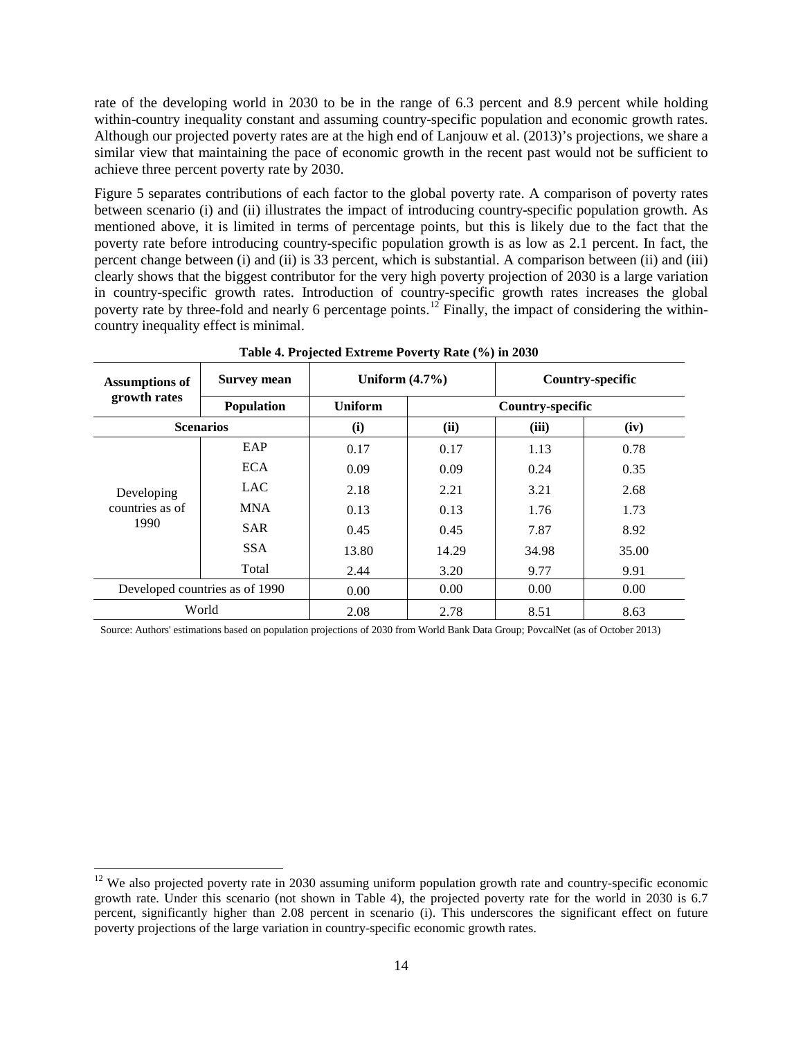rate of the developing world in 2030 to be in the range of 6.3 percent and 8.9 percent while holding within-country inequality constant and assuming country-specific population and economic growth rates. Although our projected poverty rates are at the high end of Lanjouw et al. (2013)'s projections, we share a similar view that maintaining the pace of economic growth in the recent past would not be sufficient to achieve three percent poverty rate by 2030.

Figure 5 separates contributions of each factor to the global poverty rate. A comparison of poverty rates between scenario (i) and (ii) illustrates the impact of introducing country-specific population growth. As mentioned above, it is limited in terms of percentage points, but this is likely due to the fact that the poverty rate before introducing country-specific population growth is as low as 2.1 percent. In fact, the percent change between (i) and (ii) is 33 percent, which is substantial. A comparison between (ii) and (iii) clearly shows that the biggest contributor for the very high poverty projection of 2030 is a large variation in country-specific growth rates. Introduction of country-specific growth rates increases the global poverty rate by three-fold and nearly 6 percentage points.[12] Finally, the impact of considering the within-country inequality effect is minimal.

**Table 4. Projected Extreme Poverty Rate (%) in 2030**

| Assumptions of growth rates | Survey mean | Uniform (4.7%) | | Country-specific | |
|---|---|---|---|---|---|
| | Population | Uniform | Country-specific | | |
| Scenarios | | (i) | (ii) | (iii) | (iv) |
| Developing countries as of 1990 | EAP | 0.17 | 0.17 | 1.13 | 0.78 |
| | ECA | 0.09 | 0.09 | 0.24 | 0.35 |
| | LAC | 2.18 | 2.21 | 3.21 | 2.68 |
| | MNA | 0.13 | 0.13 | 1.76 | 1.73 |
| | SAR | 0.45 | 0.45 | 7.87 | 8.92 |
| | SSA | 13.80 | 14.29 | 34.98 | 35.00 |
| | Total | 2.44 | 3.20 | 9.77 | 9.91 |
| Developed countries as of 1990 | | 0.00 | 0.00 | 0.00 | 0.00 |
| World | | 2.08 | 2.78 | 8.51 | 8.63 |

Source: Authors' estimations based on population projections of 2030 from World Bank Data Group; PovcalNet (as of October 2013)

[12] We also projected poverty rate in 2030 assuming uniform population growth rate and country-specific economic growth rate. Under this scenario (not shown in Table 4), the projected poverty rate for the world in 2030 is 6.7 percent, significantly higher than 2.08 percent in scenario (i). This underscores the significant effect on future poverty projections of the large variation in country-specific economic growth rates.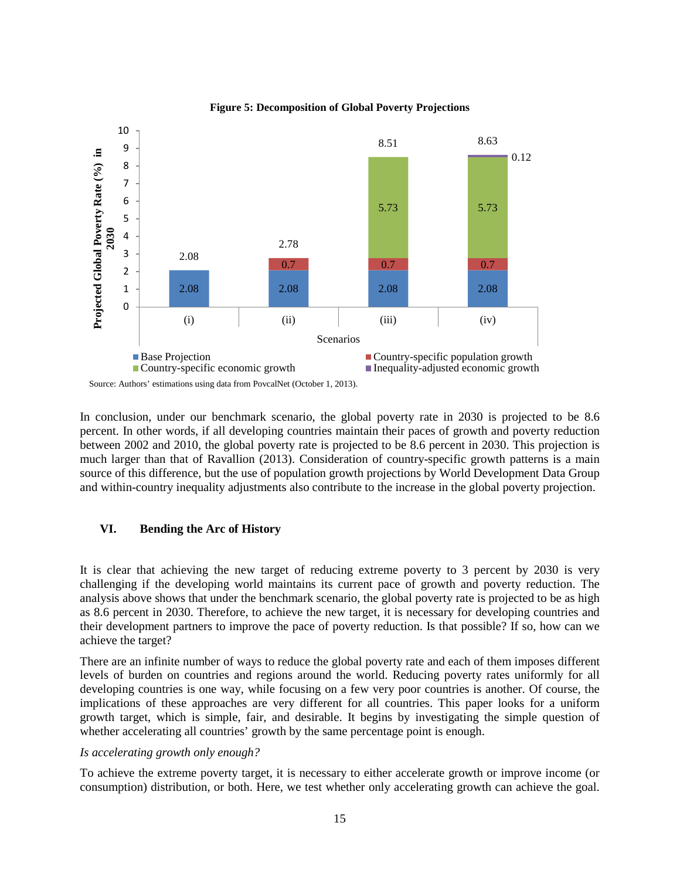**Figure 5: Decomposition of Global Poverty Projections**

Source: Authors' estimations using data from PovcalNet (October 1, 2013).

In conclusion, under our benchmark scenario, the global poverty rate in 2030 is projected to be 8.6 percent. In other words, if all developing countries maintain their paces of growth and poverty reduction between 2002 and 2010, the global poverty rate is projected to be 8.6 percent in 2030. This projection is much larger than that of Ravallion (2013). Consideration of country-specific growth patterns is a main source of this difference, but the use of population growth projections by World Development Data Group and within-country inequality adjustments also contribute to the increase in the global poverty projection.

## VI. Bending the Arc of History

It is clear that achieving the new target of reducing extreme poverty to 3 percent by 2030 is very challenging if the developing world maintains its current pace of growth and poverty reduction. The analysis above shows that under the benchmark scenario, the global poverty rate is projected to be as high as 8.6 percent in 2030. Therefore, to achieve the new target, it is necessary for developing countries and their development partners to improve the pace of poverty reduction. Is that possible? If so, how can we achieve the target?

There are an infinite number of ways to reduce the global poverty rate and each of them imposes different levels of burden on countries and regions around the world. Reducing poverty rates uniformly for all developing countries is one way, while focusing on a few very poor countries is another. Of course, the implications of these approaches are very different for all countries. This paper looks for a uniform growth target, which is simple, fair, and desirable. It begins by investigating the simple question of whether accelerating all countries' growth by the same percentage point is enough.

*Is accelerating growth only enough?*

To achieve the extreme poverty target, it is necessary to either accelerate growth or improve income (or consumption) distribution, or both. Here, we test whether only accelerating growth can achieve the goal.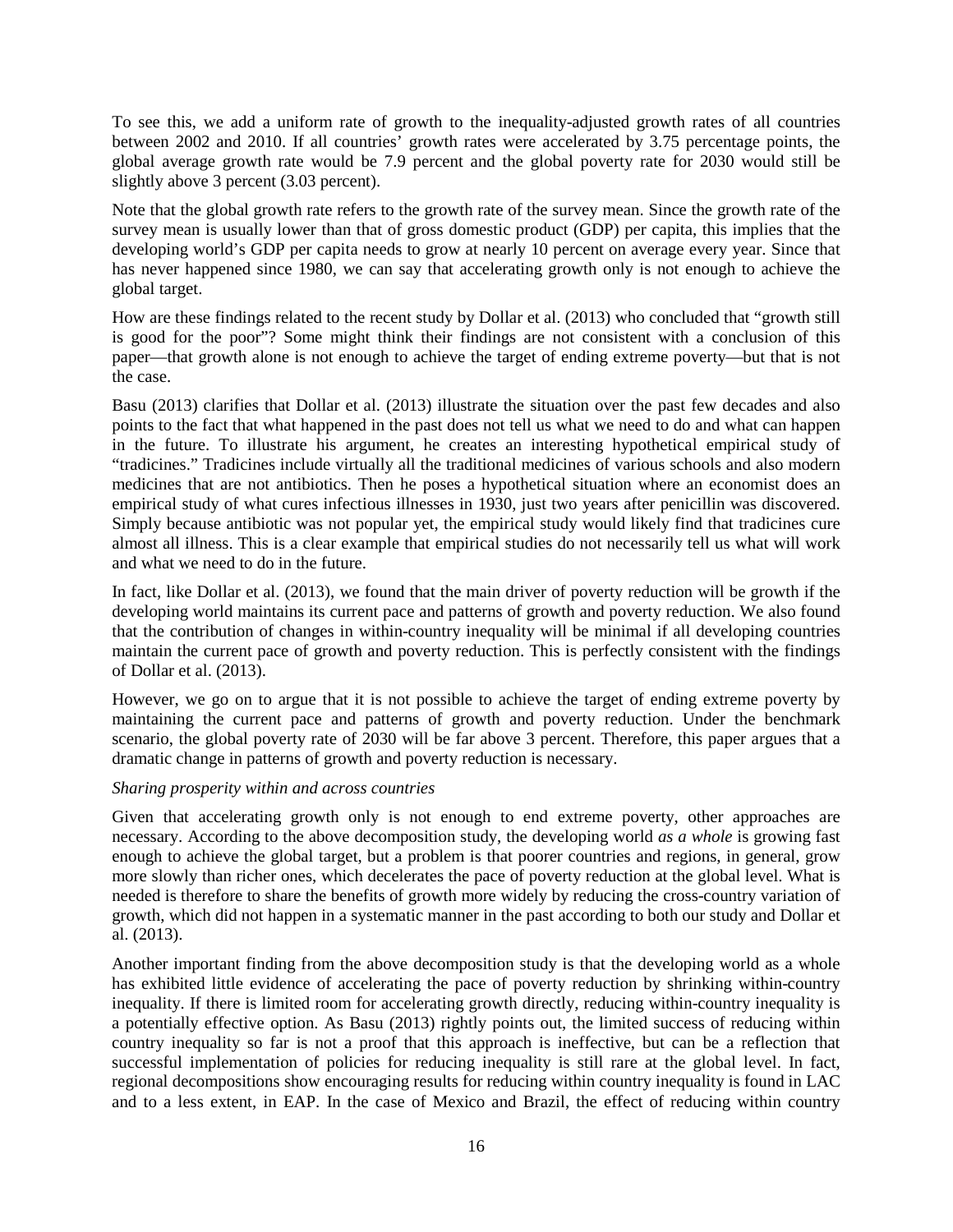To see this, we add a uniform rate of growth to the inequality-adjusted growth rates of all countries between 2002 and 2010. If all countries' growth rates were accelerated by 3.75 percentage points, the global average growth rate would be 7.9 percent and the global poverty rate for 2030 would still be slightly above 3 percent (3.03 percent).

Note that the global growth rate refers to the growth rate of the survey mean. Since the growth rate of the survey mean is usually lower than that of gross domestic product (GDP) per capita, this implies that the developing world's GDP per capita needs to grow at nearly 10 percent on average every year. Since that has never happened since 1980, we can say that accelerating growth only is not enough to achieve the global target.

How are these findings related to the recent study by Dollar et al. (2013) who concluded that "growth still is good for the poor"? Some might think their findings are not consistent with a conclusion of this paper—that growth alone is not enough to achieve the target of ending extreme poverty—but that is not the case.

Basu (2013) clarifies that Dollar et al. (2013) illustrate the situation over the past few decades and also points to the fact that what happened in the past does not tell us what we need to do and what can happen in the future. To illustrate his argument, he creates an interesting hypothetical empirical study of "tradicines." Tradicines include virtually all the traditional medicines of various schools and also modern medicines that are not antibiotics. Then he poses a hypothetical situation where an economist does an empirical study of what cures infectious illnesses in 1930, just two years after penicillin was discovered. Simply because antibiotic was not popular yet, the empirical study would likely find that tradicines cure almost all illness. This is a clear example that empirical studies do not necessarily tell us what will work and what we need to do in the future.

In fact, like Dollar et al. (2013), we found that the main driver of poverty reduction will be growth if the developing world maintains its current pace and patterns of growth and poverty reduction. We also found that the contribution of changes in within-country inequality will be minimal if all developing countries maintain the current pace of growth and poverty reduction. This is perfectly consistent with the findings of Dollar et al. (2013).

However, we go on to argue that it is not possible to achieve the target of ending extreme poverty by maintaining the current pace and patterns of growth and poverty reduction. Under the benchmark scenario, the global poverty rate of 2030 will be far above 3 percent. Therefore, this paper argues that a dramatic change in patterns of growth and poverty reduction is necessary.

*Sharing prosperity within and across countries*

Given that accelerating growth only is not enough to end extreme poverty, other approaches are necessary. According to the above decomposition study, the developing world *as a whole* is growing fast enough to achieve the global target, but a problem is that poorer countries and regions, in general, grow more slowly than richer ones, which decelerates the pace of poverty reduction at the global level. What is needed is therefore to share the benefits of growth more widely by reducing the cross-country variation of growth, which did not happen in a systematic manner in the past according to both our study and Dollar et al. (2013).

Another important finding from the above decomposition study is that the developing world as a whole has exhibited little evidence of accelerating the pace of poverty reduction by shrinking within-country inequality. If there is limited room for accelerating growth directly, reducing within-country inequality is a potentially effective option. As Basu (2013) rightly points out, the limited success of reducing within country inequality so far is not a proof that this approach is ineffective, but can be a reflection that successful implementation of policies for reducing inequality is still rare at the global level. In fact, regional decompositions show encouraging results for reducing within country inequality is found in LAC and to a less extent, in EAP. In the case of Mexico and Brazil, the effect of reducing within country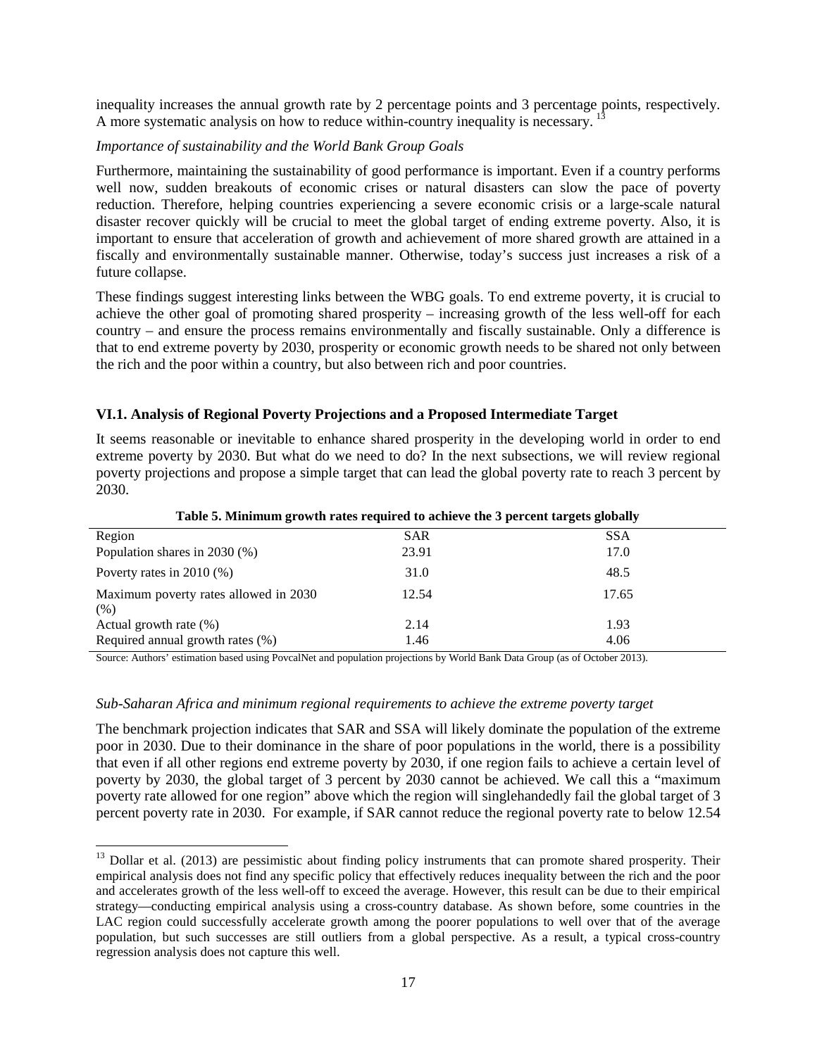inequality increases the annual growth rate by 2 percentage points and 3 percentage points, respectively. A more systematic analysis on how to reduce within-country inequality is necessary. [13]

*Importance of sustainability and the World Bank Group Goals*

Furthermore, maintaining the sustainability of good performance is important. Even if a country performs well now, sudden breakouts of economic crises or natural disasters can slow the pace of poverty reduction. Therefore, helping countries experiencing a severe economic crisis or a large-scale natural disaster recover quickly will be crucial to meet the global target of ending extreme poverty. Also, it is important to ensure that acceleration of growth and achievement of more shared growth are attained in a fiscally and environmentally sustainable manner. Otherwise, today's success just increases a risk of a future collapse.

These findings suggest interesting links between the WBG goals. To end extreme poverty, it is crucial to achieve the other goal of promoting shared prosperity – increasing growth of the less well-off for each country – and ensure the process remains environmentally and fiscally sustainable. Only a difference is that to end extreme poverty by 2030, prosperity or economic growth needs to be shared not only between the rich and the poor within a country, but also between rich and poor countries.

### VI.1. Analysis of Regional Poverty Projections and a Proposed Intermediate Target

It seems reasonable or inevitable to enhance shared prosperity in the developing world in order to end extreme poverty by 2030. But what do we need to do? In the next subsections, we will review regional poverty projections and propose a simple target that can lead the global poverty rate to reach 3 percent by 2030.

**Table 5. Minimum growth rates required to achieve the 3 percent targets globally**

| Region | SAR | SSA |
|---|---|---|
| Population shares in 2030 (%) | 23.91 | 17.0 |
| Poverty rates in 2010 (%) | 31.0 | 48.5 |
| Maximum poverty rates allowed in 2030 (%) | 12.54 | 17.65 |
| Actual growth rate (%) | 2.14 | 1.93 |
| Required annual growth rates (%) | 1.46 | 4.06 |

Source: Authors' estimation based using PovcalNet and population projections by World Bank Data Group (as of October 2013).

*Sub-Saharan Africa and minimum regional requirements to achieve the extreme poverty target*

The benchmark projection indicates that SAR and SSA will likely dominate the population of the extreme poor in 2030. Due to their dominance in the share of poor populations in the world, there is a possibility that even if all other regions end extreme poverty by 2030, if one region fails to achieve a certain level of poverty by 2030, the global target of 3 percent by 2030 cannot be achieved. We call this a "maximum poverty rate allowed for one region" above which the region will singlehandedly fail the global target of 3 percent poverty rate in 2030. For example, if SAR cannot reduce the regional poverty rate to below 12.54

[13] Dollar et al. (2013) are pessimistic about finding policy instruments that can promote shared prosperity. Their empirical analysis does not find any specific policy that effectively reduces inequality between the rich and the poor and accelerates growth of the less well-off to exceed the average. However, this result can be due to their empirical strategy—conducting empirical analysis using a cross-country database. As shown before, some countries in the LAC region could successfully accelerate growth among the poorer populations to well over that of the average population, but such successes are still outliers from a global perspective. As a result, a typical cross-country regression analysis does not capture this well.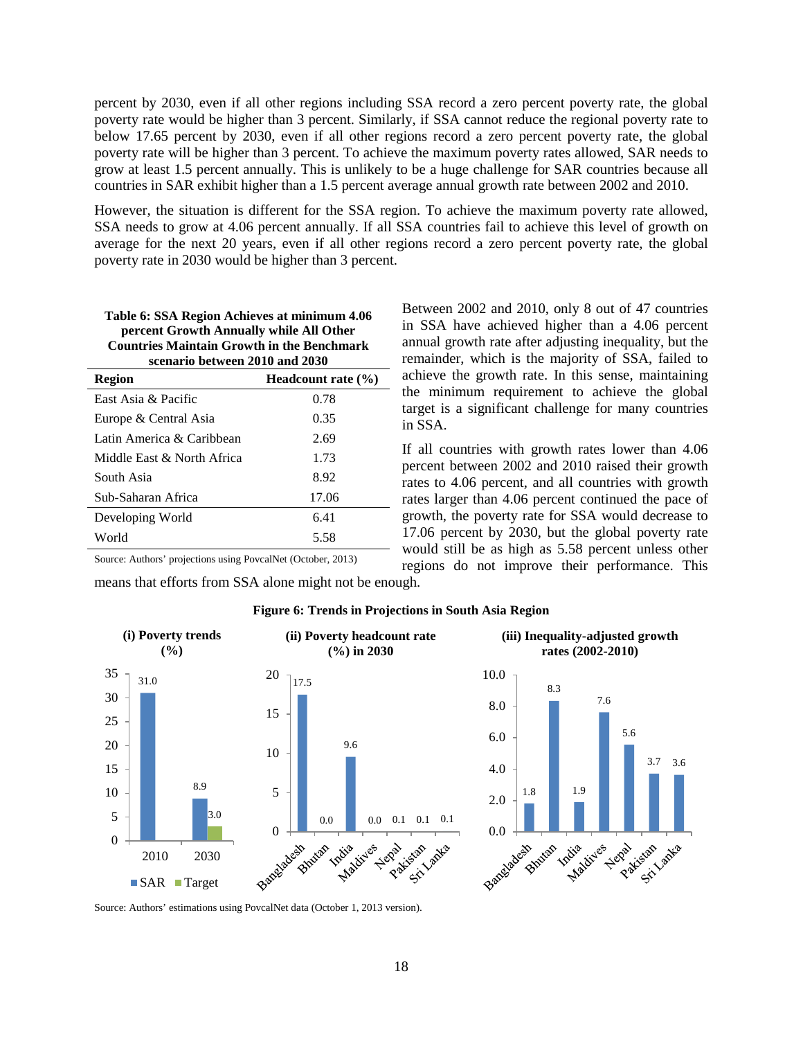percent by 2030, even if all other regions including SSA record a zero percent poverty rate, the global poverty rate would be higher than 3 percent. Similarly, if SSA cannot reduce the regional poverty rate to below 17.65 percent by 2030, even if all other regions record a zero percent poverty rate, the global poverty rate will be higher than 3 percent. To achieve the maximum poverty rates allowed, SAR needs to grow at least 1.5 percent annually. This is unlikely to be a huge challenge for SAR countries because all countries in SAR exhibit higher than a 1.5 percent average annual growth rate between 2002 and 2010.

However, the situation is different for the SSA region. To achieve the maximum poverty rate allowed, SSA needs to grow at 4.06 percent annually. If all SSA countries fail to achieve this level of growth on average for the next 20 years, even if all other regions record a zero percent poverty rate, the global poverty rate in 2030 would be higher than 3 percent.

**Table 6: SSA Region Achieves at minimum 4.06 percent Growth Annually while All Other Countries Maintain Growth in the Benchmark scenario between 2010 and 2030**

| Region | Headcount rate (%) |
|---|---|
| East Asia & Pacific | 0.78 |
| Europe & Central Asia | 0.35 |
| Latin America & Caribbean | 2.69 |
| Middle East & North Africa | 1.73 |
| South Asia | 8.92 |
| Sub-Saharan Africa | 17.06 |
| Developing World | 6.41 |
| World | 5.58 |

Source: Authors' projections using PovcalNet (October, 2013)

Between 2002 and 2010, only 8 out of 47 countries in SSA have achieved higher than a 4.06 percent annual growth rate after adjusting inequality, but the remainder, which is the majority of SSA, failed to achieve the growth rate. In this sense, maintaining the minimum requirement to achieve the global target is a significant challenge for many countries in SSA.

If all countries with growth rates lower than 4.06 percent between 2002 and 2010 raised their growth rates to 4.06 percent, and all countries with growth rates larger than 4.06 percent continued the pace of growth, the poverty rate for SSA would decrease to 17.06 percent by 2030, but the global poverty rate would still be as high as 5.58 percent unless other regions do not improve their performance. This means that efforts from SSA alone might not be enough.

**Figure 6: Trends in Projections in South Asia Region**

**(i) Poverty trends (%)**

| Year | SAR | Target |
|---|---|---|
| 2010 | 31.0 | |
| 2030 | 8.9 | 3.0 |

**(ii) Poverty headcount rate (%) in 2030**

| Country | Rate |
|---|---|
| Bangladesh | 17.5 |
| Bhutan | 0.0 |
| India | 9.6 |
| Maldives | 0.0 |
| Nepal | 0.1 |
| Pakistan | 0.1 |
| Sri Lanka | 0.1 |

**(iii) Inequality-adjusted growth rates (2002-2010)**

| Country | Rate |
|---|---|
| Bangladesh | 1.8 |
| Bhutan | 8.3 |
| India | 1.9 |
| Maldives | 7.6 |
| Nepal | 5.6 |
| Pakistan | 3.7 |
| Sri Lanka | 3.6 |

Source: Authors' estimations using PovcalNet data (October 1, 2013 version).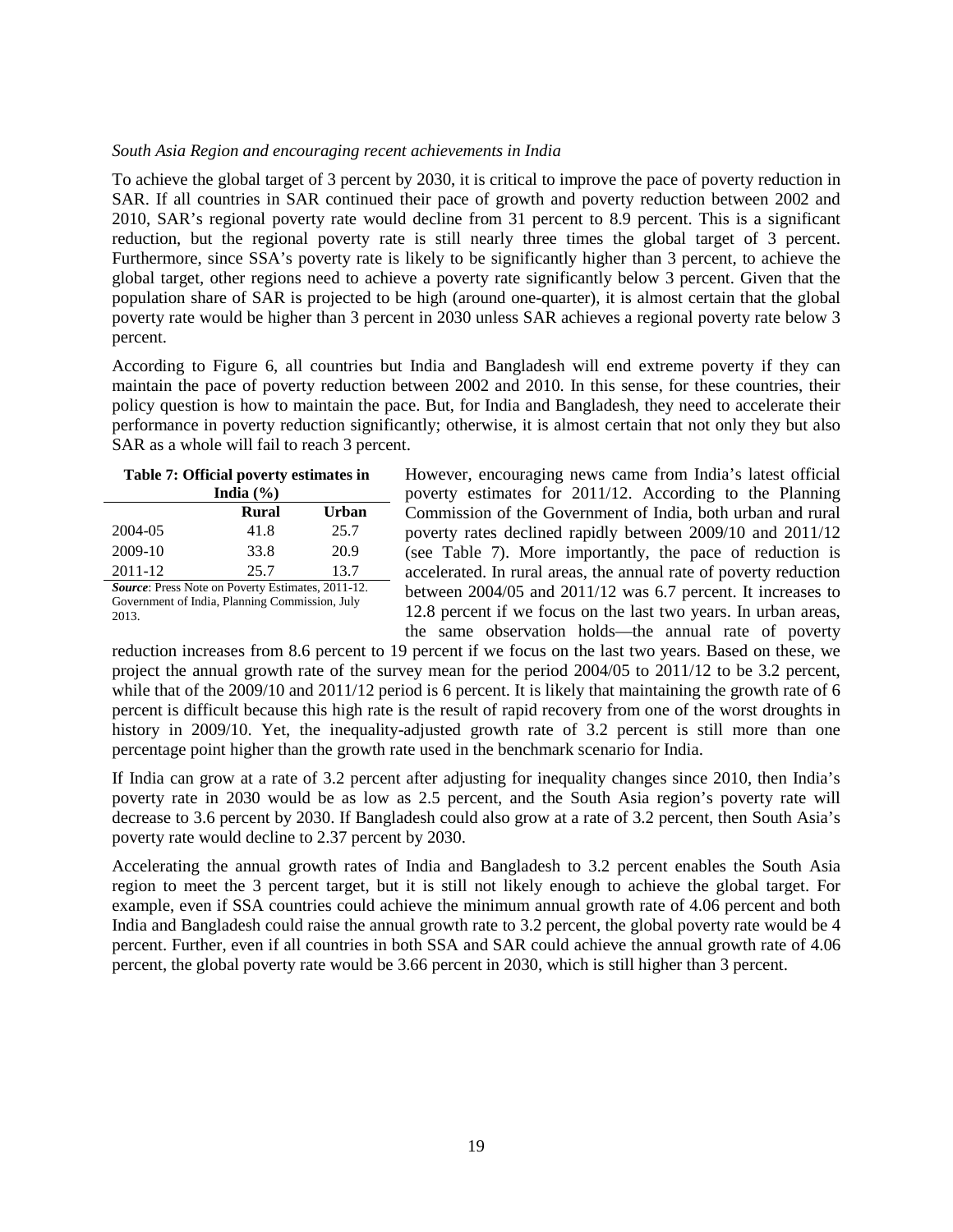*South Asia Region and encouraging recent achievements in India*

To achieve the global target of 3 percent by 2030, it is critical to improve the pace of poverty reduction in SAR. If all countries in SAR continued their pace of growth and poverty reduction between 2002 and 2010, SAR's regional poverty rate would decline from 31 percent to 8.9 percent. This is a significant reduction, but the regional poverty rate is still nearly three times the global target of 3 percent. Furthermore, since SSA's poverty rate is likely to be significantly higher than 3 percent, to achieve the global target, other regions need to achieve a poverty rate significantly below 3 percent. Given that the population share of SAR is projected to be high (around one-quarter), it is almost certain that the global poverty rate would be higher than 3 percent in 2030 unless SAR achieves a regional poverty rate below 3 percent.

According to Figure 6, all countries but India and Bangladesh will end extreme poverty if they can maintain the pace of poverty reduction between 2002 and 2010. In this sense, for these countries, their policy question is how to maintain the pace. But, for India and Bangladesh, they need to accelerate their performance in poverty reduction significantly; otherwise, it is almost certain that not only they but also SAR as a whole will fail to reach 3 percent.

**Table 7: Official poverty estimates in India (%)**

| | Rural | Urban |
|---|---|---|
| 2004-05 | 41.8 | 25.7 |
| 2009-10 | 33.8 | 20.9 |
| 2011-12 | 25.7 | 13.7 |

***Source***: Press Note on Poverty Estimates, 2011-12. Government of India, Planning Commission, July 2013.

However, encouraging news came from India's latest official poverty estimates for 2011/12. According to the Planning Commission of the Government of India, both urban and rural poverty rates declined rapidly between 2009/10 and 2011/12 (see Table 7). More importantly, the pace of reduction is accelerated. In rural areas, the annual rate of poverty reduction between 2004/05 and 2011/12 was 6.7 percent. It increases to 12.8 percent if we focus on the last two years. In urban areas, the same observation holds—the annual rate of poverty reduction increases from 8.6 percent to 19 percent if we focus on the last two years. Based on these, we project the annual growth rate of the survey mean for the period 2004/05 to 2011/12 to be 3.2 percent, while that of the 2009/10 and 2011/12 period is 6 percent. It is likely that maintaining the growth rate of 6 percent is difficult because this high rate is the result of rapid recovery from one of the worst droughts in history in 2009/10. Yet, the inequality-adjusted growth rate of 3.2 percent is still more than one percentage point higher than the growth rate used in the benchmark scenario for India.

If India can grow at a rate of 3.2 percent after adjusting for inequality changes since 2010, then India's poverty rate in 2030 would be as low as 2.5 percent, and the South Asia region's poverty rate will decrease to 3.6 percent by 2030. If Bangladesh could also grow at a rate of 3.2 percent, then South Asia's poverty rate would decline to 2.37 percent by 2030.

Accelerating the annual growth rates of India and Bangladesh to 3.2 percent enables the South Asia region to meet the 3 percent target, but it is still not likely enough to achieve the global target. For example, even if SSA countries could achieve the minimum annual growth rate of 4.06 percent and both India and Bangladesh could raise the annual growth rate to 3.2 percent, the global poverty rate would be 4 percent. Further, even if all countries in both SSA and SAR could achieve the annual growth rate of 4.06 percent, the global poverty rate would be 3.66 percent in 2030, which is still higher than 3 percent.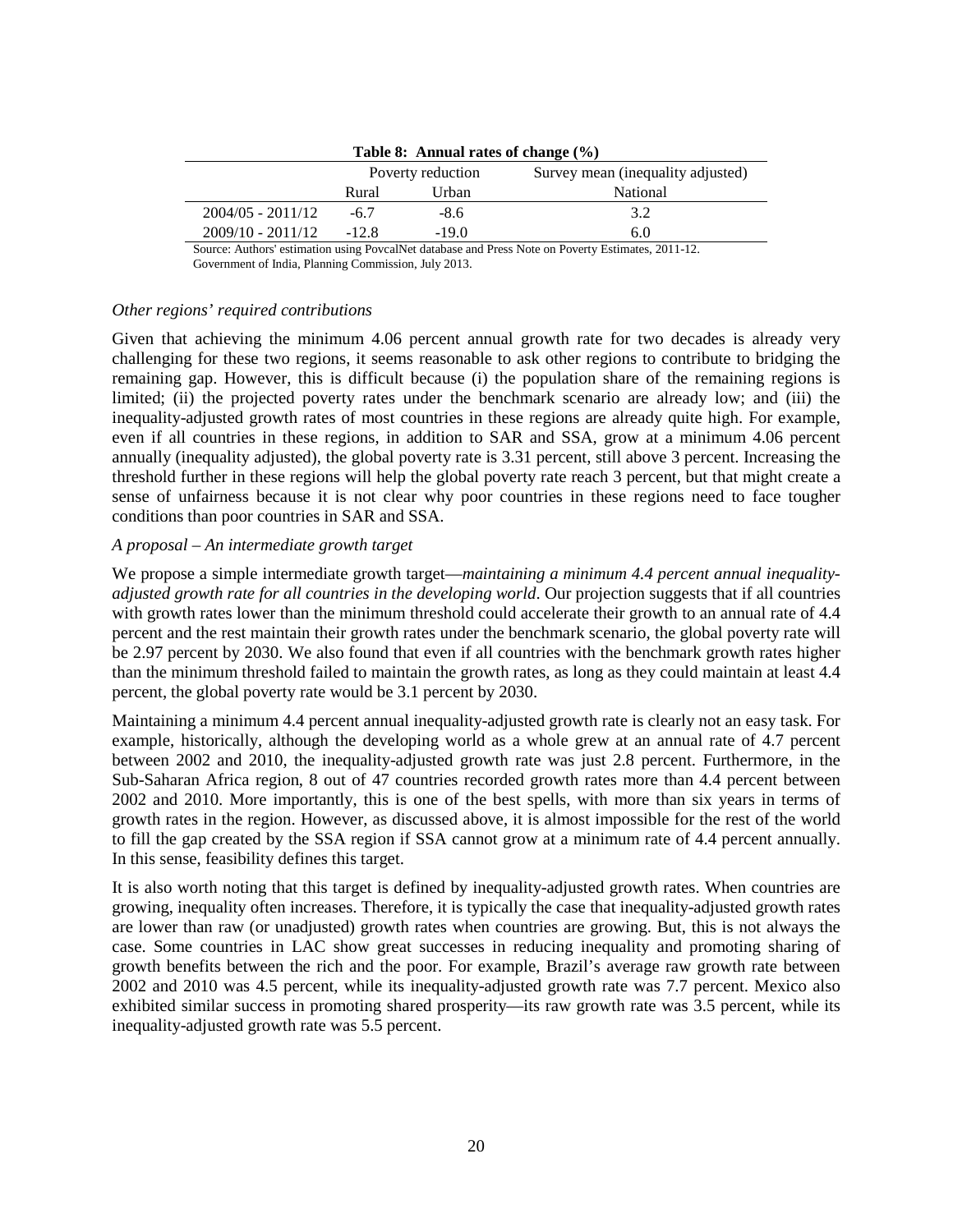**Table 8: Annual rates of change (%)**

| | Poverty reduction | | Survey mean (inequality adjusted) |
|---|---|---|---|
| | Rural | Urban | National |
| 2004/05 - 2011/12 | -6.7 | -8.6 | 3.2 |
| 2009/10 - 2011/12 | -12.8 | -19.0 | 6.0 |

Source: Authors' estimation using PovcalNet database and Press Note on Poverty Estimates, 2011-12. Government of India, Planning Commission, July 2013.

*Other regions' required contributions*

Given that achieving the minimum 4.06 percent annual growth rate for two decades is already very challenging for these two regions, it seems reasonable to ask other regions to contribute to bridging the remaining gap. However, this is difficult because (i) the population share of the remaining regions is limited; (ii) the projected poverty rates under the benchmark scenario are already low; and (iii) the inequality-adjusted growth rates of most countries in these regions are already quite high. For example, even if all countries in these regions, in addition to SAR and SSA, grow at a minimum 4.06 percent annually (inequality adjusted), the global poverty rate is 3.31 percent, still above 3 percent. Increasing the threshold further in these regions will help the global poverty rate reach 3 percent, but that might create a sense of unfairness because it is not clear why poor countries in these regions need to face tougher conditions than poor countries in SAR and SSA.

*A proposal – An intermediate growth target*

We propose a simple intermediate growth target—*maintaining a minimum 4.4 percent annual inequality-adjusted growth rate for all countries in the developing world*. Our projection suggests that if all countries with growth rates lower than the minimum threshold could accelerate their growth to an annual rate of 4.4 percent and the rest maintain their growth rates under the benchmark scenario, the global poverty rate will be 2.97 percent by 2030. We also found that even if all countries with the benchmark growth rates higher than the minimum threshold failed to maintain the growth rates, as long as they could maintain at least 4.4 percent, the global poverty rate would be 3.1 percent by 2030.

Maintaining a minimum 4.4 percent annual inequality-adjusted growth rate is clearly not an easy task. For example, historically, although the developing world as a whole grew at an annual rate of 4.7 percent between 2002 and 2010, the inequality-adjusted growth rate was just 2.8 percent. Furthermore, in the Sub-Saharan Africa region, 8 out of 47 countries recorded growth rates more than 4.4 percent between 2002 and 2010. More importantly, this is one of the best spells, with more than six years in terms of growth rates in the region. However, as discussed above, it is almost impossible for the rest of the world to fill the gap created by the SSA region if SSA cannot grow at a minimum rate of 4.4 percent annually. In this sense, feasibility defines this target.

It is also worth noting that this target is defined by inequality-adjusted growth rates. When countries are growing, inequality often increases. Therefore, it is typically the case that inequality-adjusted growth rates are lower than raw (or unadjusted) growth rates when countries are growing. But, this is not always the case. Some countries in LAC show great successes in reducing inequality and promoting sharing of growth benefits between the rich and the poor. For example, Brazil's average raw growth rate between 2002 and 2010 was 4.5 percent, while its inequality-adjusted growth rate was 7.7 percent. Mexico also exhibited similar success in promoting shared prosperity—its raw growth rate was 3.5 percent, while its inequality-adjusted growth rate was 5.5 percent.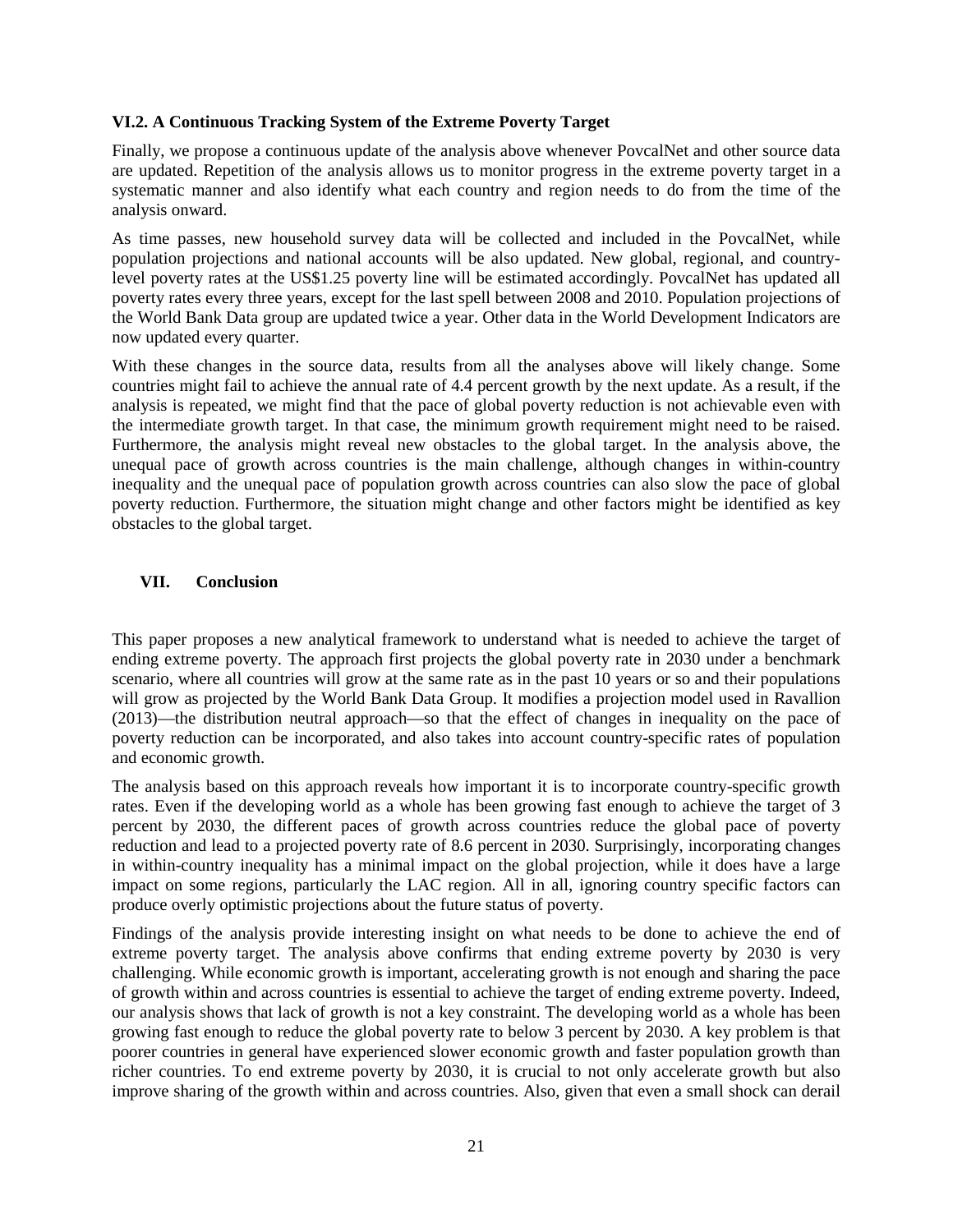### VI.2. A Continuous Tracking System of the Extreme Poverty Target

Finally, we propose a continuous update of the analysis above whenever PovcalNet and other source data are updated. Repetition of the analysis allows us to monitor progress in the extreme poverty target in a systematic manner and also identify what each country and region needs to do from the time of the analysis onward.

As time passes, new household survey data will be collected and included in the PovcalNet, while population projections and national accounts will be also updated. New global, regional, and country-level poverty rates at the US$1.25 poverty line will be estimated accordingly. PovcalNet has updated all poverty rates every three years, except for the last spell between 2008 and 2010. Population projections of the World Bank Data group are updated twice a year. Other data in the World Development Indicators are now updated every quarter.

With these changes in the source data, results from all the analyses above will likely change. Some countries might fail to achieve the annual rate of 4.4 percent growth by the next update. As a result, if the analysis is repeated, we might find that the pace of global poverty reduction is not achievable even with the intermediate growth target. In that case, the minimum growth requirement might need to be raised. Furthermore, the analysis might reveal new obstacles to the global target. In the analysis above, the unequal pace of growth across countries is the main challenge, although changes in within-country inequality and the unequal pace of population growth across countries can also slow the pace of global poverty reduction. Furthermore, the situation might change and other factors might be identified as key obstacles to the global target.

## VII. Conclusion

This paper proposes a new analytical framework to understand what is needed to achieve the target of ending extreme poverty. The approach first projects the global poverty rate in 2030 under a benchmark scenario, where all countries will grow at the same rate as in the past 10 years or so and their populations will grow as projected by the World Bank Data Group. It modifies a projection model used in Ravallion (2013)—the distribution neutral approach—so that the effect of changes in inequality on the pace of poverty reduction can be incorporated, and also takes into account country-specific rates of population and economic growth.

The analysis based on this approach reveals how important it is to incorporate country-specific growth rates. Even if the developing world as a whole has been growing fast enough to achieve the target of 3 percent by 2030, the different paces of growth across countries reduce the global pace of poverty reduction and lead to a projected poverty rate of 8.6 percent in 2030. Surprisingly, incorporating changes in within-country inequality has a minimal impact on the global projection, while it does have a large impact on some regions, particularly the LAC region. All in all, ignoring country specific factors can produce overly optimistic projections about the future status of poverty.

Findings of the analysis provide interesting insight on what needs to be done to achieve the end of extreme poverty target. The analysis above confirms that ending extreme poverty by 2030 is very challenging. While economic growth is important, accelerating growth is not enough and sharing the pace of growth within and across countries is essential to achieve the target of ending extreme poverty. Indeed, our analysis shows that lack of growth is not a key constraint. The developing world as a whole has been growing fast enough to reduce the global poverty rate to below 3 percent by 2030. A key problem is that poorer countries in general have experienced slower economic growth and faster population growth than richer countries. To end extreme poverty by 2030, it is crucial to not only accelerate growth but also improve sharing of the growth within and across countries. Also, given that even a small shock can derail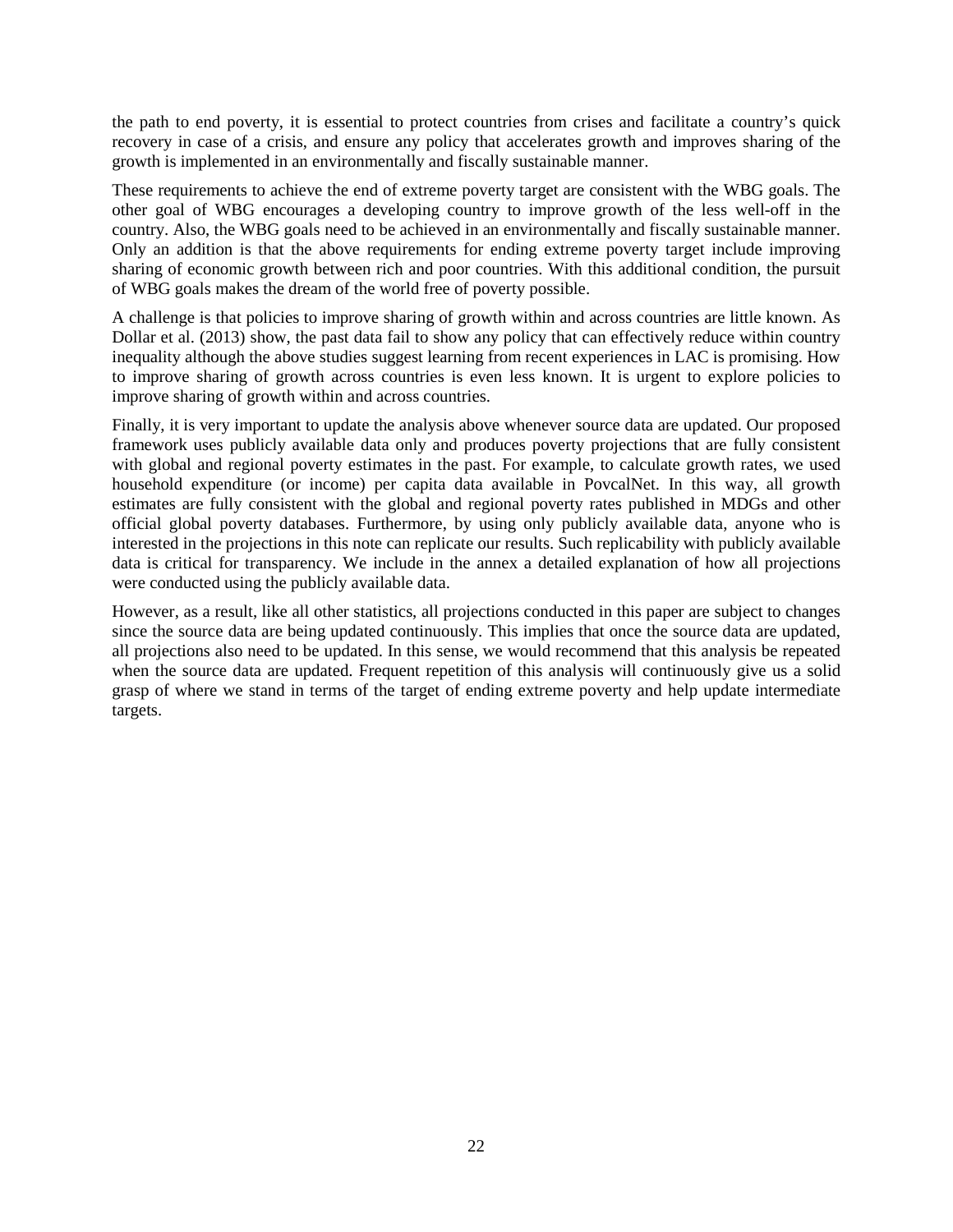the path to end poverty, it is essential to protect countries from crises and facilitate a country's quick recovery in case of a crisis, and ensure any policy that accelerates growth and improves sharing of the growth is implemented in an environmentally and fiscally sustainable manner.

These requirements to achieve the end of extreme poverty target are consistent with the WBG goals. The other goal of WBG encourages a developing country to improve growth of the less well-off in the country. Also, the WBG goals need to be achieved in an environmentally and fiscally sustainable manner. Only an addition is that the above requirements for ending extreme poverty target include improving sharing of economic growth between rich and poor countries. With this additional condition, the pursuit of WBG goals makes the dream of the world free of poverty possible.

A challenge is that policies to improve sharing of growth within and across countries are little known. As Dollar et al. (2013) show, the past data fail to show any policy that can effectively reduce within country inequality although the above studies suggest learning from recent experiences in LAC is promising. How to improve sharing of growth across countries is even less known. It is urgent to explore policies to improve sharing of growth within and across countries.

Finally, it is very important to update the analysis above whenever source data are updated. Our proposed framework uses publicly available data only and produces poverty projections that are fully consistent with global and regional poverty estimates in the past. For example, to calculate growth rates, we used household expenditure (or income) per capita data available in PovcalNet. In this way, all growth estimates are fully consistent with the global and regional poverty rates published in MDGs and other official global poverty databases. Furthermore, by using only publicly available data, anyone who is interested in the projections in this note can replicate our results. Such replicability with publicly available data is critical for transparency. We include in the annex a detailed explanation of how all projections were conducted using the publicly available data.

However, as a result, like all other statistics, all projections conducted in this paper are subject to changes since the source data are being updated continuously. This implies that once the source data are updated, all projections also need to be updated. In this sense, we would recommend that this analysis be repeated when the source data are updated. Frequent repetition of this analysis will continuously give us a solid grasp of where we stand in terms of the target of ending extreme poverty and help update intermediate targets.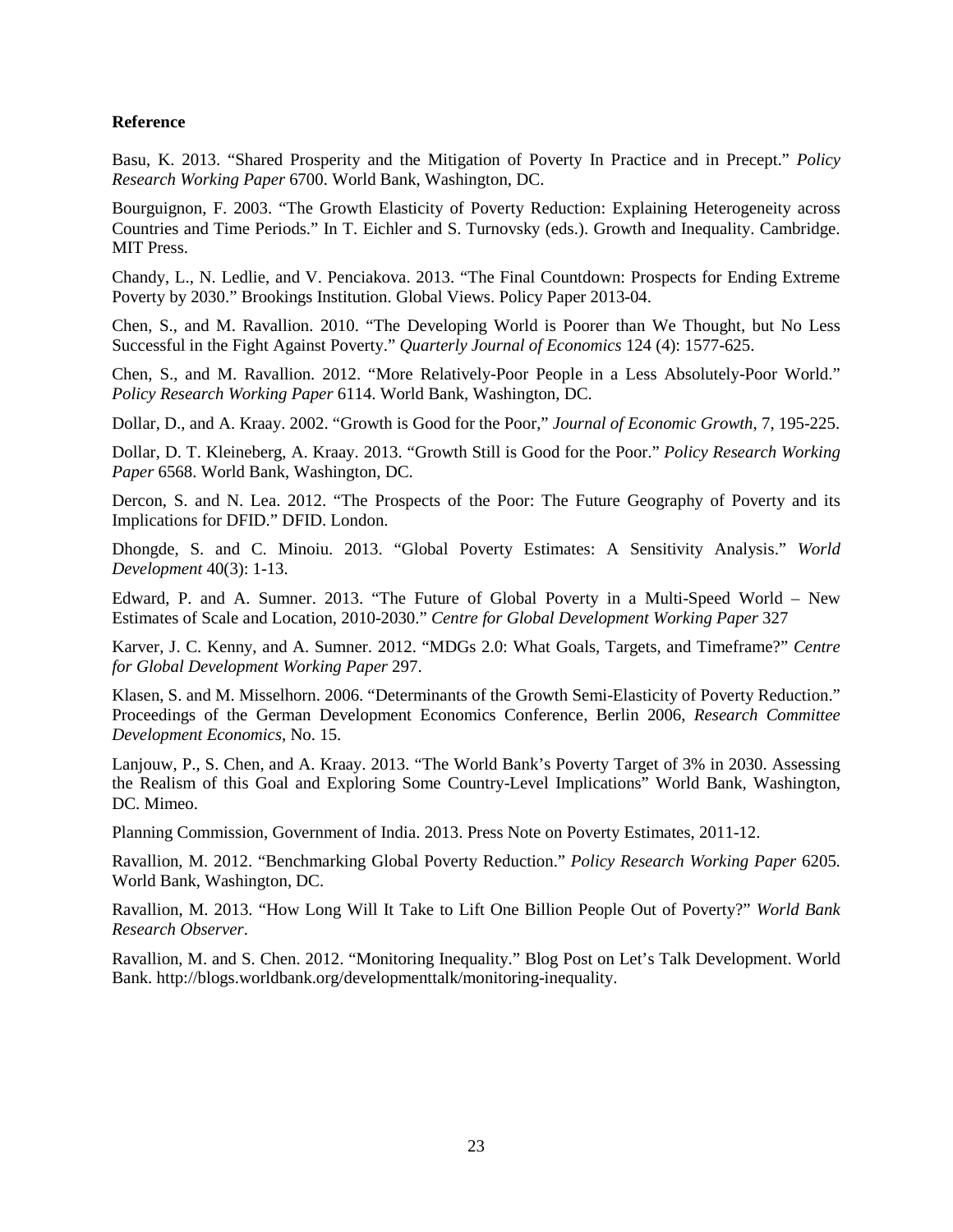**Reference**

Basu, K. 2013. "Shared Prosperity and the Mitigation of Poverty In Practice and in Precept." *Policy Research Working Paper* 6700. World Bank, Washington, DC.

Bourguignon, F. 2003. "The Growth Elasticity of Poverty Reduction: Explaining Heterogeneity across Countries and Time Periods." In T. Eichler and S. Turnovsky (eds.). Growth and Inequality. Cambridge. MIT Press.

Chandy, L., N. Ledlie, and V. Penciakova. 2013. "The Final Countdown: Prospects for Ending Extreme Poverty by 2030." Brookings Institution. Global Views. Policy Paper 2013-04.

Chen, S., and M. Ravallion. 2010. "The Developing World is Poorer than We Thought, but No Less Successful in the Fight Against Poverty." *Quarterly Journal of Economics* 124 (4): 1577-625.

Chen, S., and M. Ravallion. 2012. "More Relatively-Poor People in a Less Absolutely-Poor World." *Policy Research Working Paper* 6114. World Bank, Washington, DC.

Dollar, D., and A. Kraay. 2002. "Growth is Good for the Poor," *Journal of Economic Growth*, 7, 195-225.

Dollar, D. T. Kleineberg, A. Kraay. 2013. "Growth Still is Good for the Poor." *Policy Research Working Paper* 6568. World Bank, Washington, DC.

Dercon, S. and N. Lea. 2012. "The Prospects of the Poor: The Future Geography of Poverty and its Implications for DFID." DFID. London.

Dhongde, S. and C. Minoiu. 2013. "Global Poverty Estimates: A Sensitivity Analysis." *World Development* 40(3): 1-13.

Edward, P. and A. Sumner. 2013. "The Future of Global Poverty in a Multi-Speed World – New Estimates of Scale and Location, 2010-2030." *Centre for Global Development Working Paper* 327

Karver, J. C. Kenny, and A. Sumner. 2012. "MDGs 2.0: What Goals, Targets, and Timeframe?" *Centre for Global Development Working Paper* 297.

Klasen, S. and M. Misselhorn. 2006. "Determinants of the Growth Semi-Elasticity of Poverty Reduction." Proceedings of the German Development Economics Conference, Berlin 2006, *Research Committee Development Economics*, No. 15.

Lanjouw, P., S. Chen, and A. Kraay. 2013. "The World Bank's Poverty Target of 3% in 2030. Assessing the Realism of this Goal and Exploring Some Country-Level Implications" World Bank, Washington, DC. Mimeo.

Planning Commission, Government of India. 2013. Press Note on Poverty Estimates, 2011-12.

Ravallion, M. 2012. "Benchmarking Global Poverty Reduction." *Policy Research Working Paper* 6205. World Bank, Washington, DC.

Ravallion, M. 2013. "How Long Will It Take to Lift One Billion People Out of Poverty?" *World Bank Research Observer*.

Ravallion, M. and S. Chen. 2012. "Monitoring Inequality." Blog Post on Let's Talk Development. World Bank. http://blogs.worldbank.org/developmenttalk/monitoring-inequality.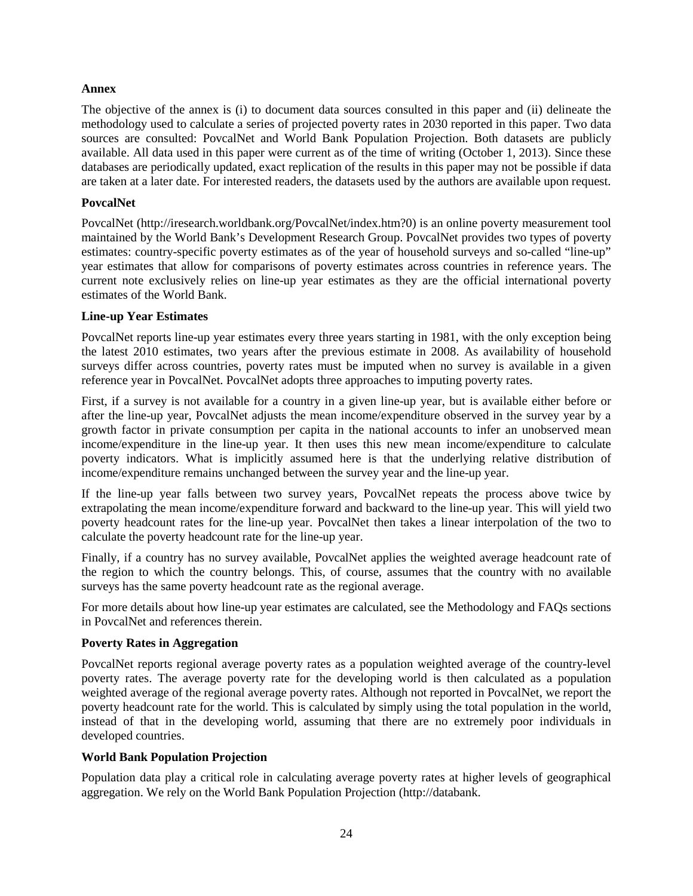## Annex

The objective of the annex is (i) to document data sources consulted in this paper and (ii) delineate the methodology used to calculate a series of projected poverty rates in 2030 reported in this paper. Two data sources are consulted: PovcalNet and World Bank Population Projection. Both datasets are publicly available. All data used in this paper were current as of the time of writing (October 1, 2013). Since these databases are periodically updated, exact replication of the results in this paper may not be possible if data are taken at a later date. For interested readers, the datasets used by the authors are available upon request.

### PovcalNet

PovcalNet (http://iresearch.worldbank.org/PovcalNet/index.htm?0) is an online poverty measurement tool maintained by the World Bank's Development Research Group. PovcalNet provides two types of poverty estimates: country-specific poverty estimates as of the year of household surveys and so-called "line-up" year estimates that allow for comparisons of poverty estimates across countries in reference years. The current note exclusively relies on line-up year estimates as they are the official international poverty estimates of the World Bank.

### Line-up Year Estimates

PovcalNet reports line-up year estimates every three years starting in 1981, with the only exception being the latest 2010 estimates, two years after the previous estimate in 2008. As availability of household surveys differ across countries, poverty rates must be imputed when no survey is available in a given reference year in PovcalNet. PovcalNet adopts three approaches to imputing poverty rates.

First, if a survey is not available for a country in a given line-up year, but is available either before or after the line-up year, PovcalNet adjusts the mean income/expenditure observed in the survey year by a growth factor in private consumption per capita in the national accounts to infer an unobserved mean income/expenditure in the line-up year. It then uses this new mean income/expenditure to calculate poverty indicators. What is implicitly assumed here is that the underlying relative distribution of income/expenditure remains unchanged between the survey year and the line-up year.

If the line-up year falls between two survey years, PovcalNet repeats the process above twice by extrapolating the mean income/expenditure forward and backward to the line-up year. This will yield two poverty headcount rates for the line-up year. PovcalNet then takes a linear interpolation of the two to calculate the poverty headcount rate for the line-up year.

Finally, if a country has no survey available, PovcalNet applies the weighted average headcount rate of the region to which the country belongs. This, of course, assumes that the country with no available surveys has the same poverty headcount rate as the regional average.

For more details about how line-up year estimates are calculated, see the Methodology and FAQs sections in PovcalNet and references therein.

### Poverty Rates in Aggregation

PovcalNet reports regional average poverty rates as a population weighted average of the country-level poverty rates. The average poverty rate for the developing world is then calculated as a population weighted average of the regional average poverty rates. Although not reported in PovcalNet, we report the poverty headcount rate for the world. This is calculated by simply using the total population in the world, instead of that in the developing world, assuming that there are no extremely poor individuals in developed countries.

### World Bank Population Projection

Population data play a critical role in calculating average poverty rates at higher levels of geographical aggregation. We rely on the World Bank Population Projection (http://databank.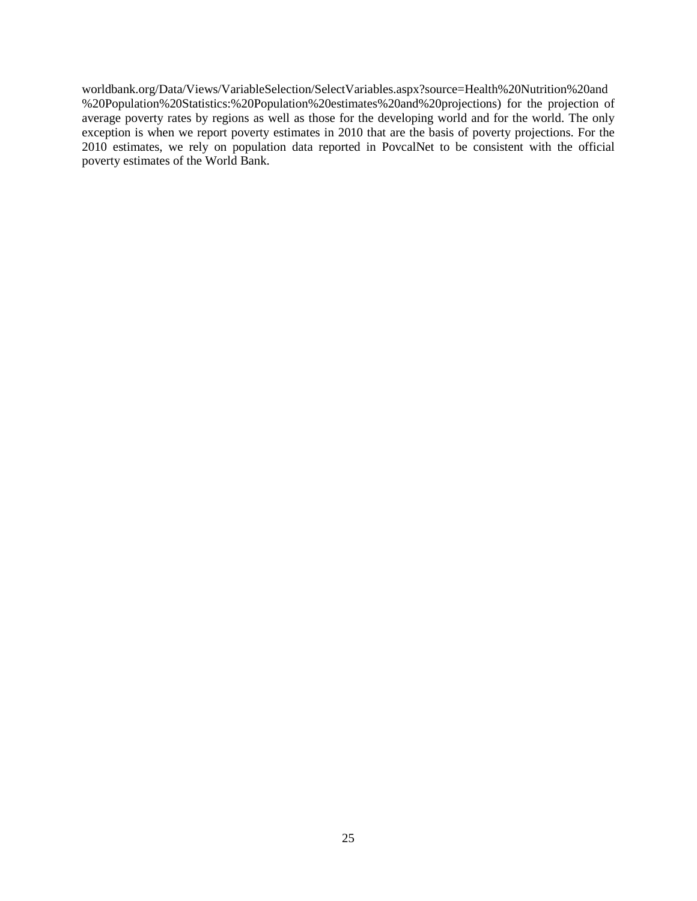worldbank.org/Data/Views/VariableSelection/SelectVariables.aspx?source=Health%20Nutrition%20and %20Population%20Statistics:%20Population%20estimates%20and%20projections) for the projection of average poverty rates by regions as well as those for the developing world and for the world. The only exception is when we report poverty estimates in 2010 that are the basis of poverty projections. For the 2010 estimates, we rely on population data reported in PovcalNet to be consistent with the official poverty estimates of the World Bank.